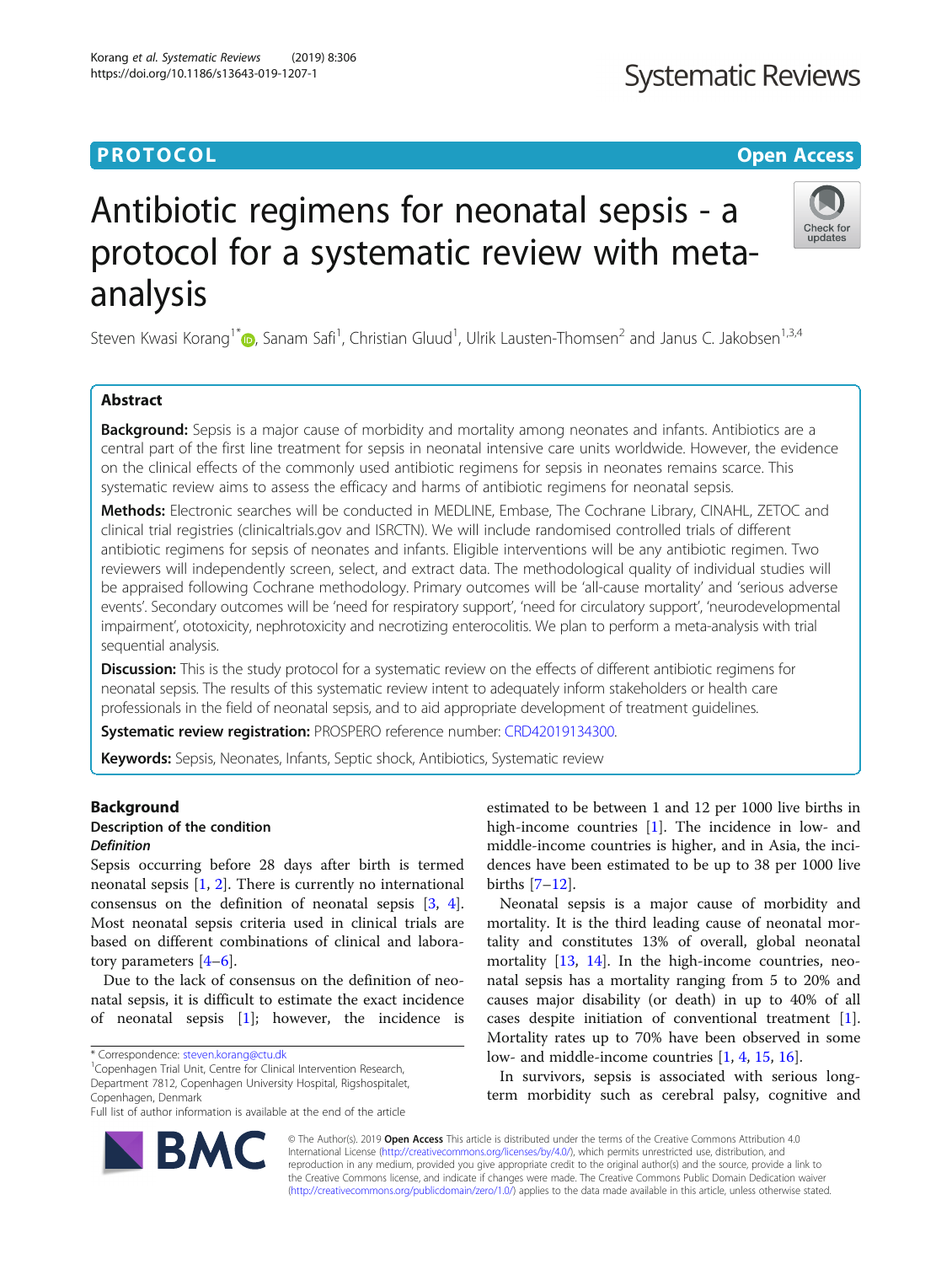PROTOCOL

Open Access

# Antibiotic regimens for neonatal sepsis - a protocol for a systematic review with meta-analysis

Steven Kwasi Korang[1*], Sanam Safi[1], Christian Gluud[1], Ulrik Lausten-Thomsen[2] and Janus C. Jakobsen[1,3,4]

## Abstract

**Background:** Sepsis is a major cause of morbidity and mortality among neonates and infants. Antibiotics are a central part of the first line treatment for sepsis in neonatal intensive care units worldwide. However, the evidence on the clinical effects of the commonly used antibiotic regimens for sepsis in neonates remains scarce. This systematic review aims to assess the efficacy and harms of antibiotic regimens for neonatal sepsis.

**Methods:** Electronic searches will be conducted in MEDLINE, Embase, The Cochrane Library, CINAHL, ZETOC and clinical trial registries (clinicaltrials.gov and ISRCTN). We will include randomised controlled trials of different antibiotic regimens for sepsis of neonates and infants. Eligible interventions will be any antibiotic regimen. Two reviewers will independently screen, select, and extract data. The methodological quality of individual studies will be appraised following Cochrane methodology. Primary outcomes will be 'all-cause mortality' and 'serious adverse events'. Secondary outcomes will be 'need for respiratory support', 'need for circulatory support', 'neurodevelopmental impairment', ototoxicity, nephrotoxicity and necrotizing enterocolitis. We plan to perform a meta-analysis with trial sequential analysis.

**Discussion:** This is the study protocol for a systematic review on the effects of different antibiotic regimens for neonatal sepsis. The results of this systematic review intent to adequately inform stakeholders or health care professionals in the field of neonatal sepsis, and to aid appropriate development of treatment guidelines.

**Systematic review registration:** PROSPERO reference number: CRD42019134300.

**Keywords:** Sepsis, Neonates, Infants, Septic shock, Antibiotics, Systematic review

## Background

### Description of the condition

#### *Definition*

Sepsis occurring before 28 days after birth is termed neonatal sepsis [1, 2]. There is currently no international consensus on the definition of neonatal sepsis [3, 4]. Most neonatal sepsis criteria used in clinical trials are based on different combinations of clinical and laboratory parameters [4–6].

Due to the lack of consensus on the definition of neonatal sepsis, it is difficult to estimate the exact incidence of neonatal sepsis [1]; however, the incidence is estimated to be between 1 and 12 per 1000 live births in high-income countries [1]. The incidence in low- and middle-income countries is higher, and in Asia, the incidences have been estimated to be up to 38 per 1000 live births [7–12].

Neonatal sepsis is a major cause of morbidity and mortality. It is the third leading cause of neonatal mortality and constitutes 13% of overall, global neonatal mortality [13, 14]. In the high-income countries, neonatal sepsis has a mortality ranging from 5 to 20% and causes major disability (or death) in up to 40% of all cases despite initiation of conventional treatment [1]. Mortality rates up to 70% have been observed in some low- and middle-income countries [1, 4, 15, 16].

In survivors, sepsis is associated with serious long-term morbidity such as cerebral palsy, cognitive and

\* Correspondence: steven.korang@ctu.dk
[1]Copenhagen Trial Unit, Centre for Clinical Intervention Research, Department 7812, Copenhagen University Hospital, Rigshospitalet, Copenhagen, Denmark
Full list of author information is available at the end of the article

© The Author(s). 2019 **Open Access** This article is distributed under the terms of the Creative Commons Attribution 4.0 International License (http://creativecommons.org/licenses/by/4.0/), which permits unrestricted use, distribution, and reproduction in any medium, provided you give appropriate credit to the original author(s) and the source, provide a link to the Creative Commons license, and indicate if changes were made. The Creative Commons Public Domain Dedication waiver (http://creativecommons.org/publicdomain/zero/1.0/) applies to the data made available in this article, unless otherwise stated.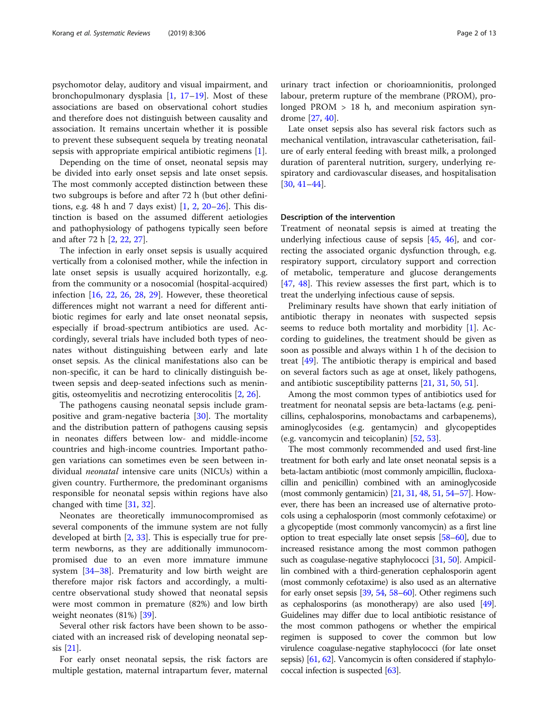psychomotor delay, auditory and visual impairment, and bronchopulmonary dysplasia [1, 17–19]. Most of these associations are based on observational cohort studies and therefore does not distinguish between causality and association. It remains uncertain whether it is possible to prevent these subsequent sequela by treating neonatal sepsis with appropriate empirical antibiotic regimens [1].

Depending on the time of onset, neonatal sepsis may be divided into early onset sepsis and late onset sepsis. The most commonly accepted distinction between these two subgroups is before and after 72 h (but other definitions, e.g. 48 h and 7 days exist) [1, 2, 20–26]. This distinction is based on the assumed different aetiologies and pathophysiology of pathogens typically seen before and after 72 h [2, 22, 27].

The infection in early onset sepsis is usually acquired vertically from a colonised mother, while the infection in late onset sepsis is usually acquired horizontally, e.g. from the community or a nosocomial (hospital-acquired) infection [16, 22, 26, 28, 29]. However, these theoretical differences might not warrant a need for different antibiotic regimes for early and late onset neonatal sepsis, especially if broad-spectrum antibiotics are used. Accordingly, several trials have included both types of neonates without distinguishing between early and late onset sepsis. As the clinical manifestations also can be non-specific, it can be hard to clinically distinguish between sepsis and deep-seated infections such as meningitis, osteomyelitis and necrotizing enterocolitis [2, 26].

The pathogens causing neonatal sepsis include gram-positive and gram-negative bacteria [30]. The mortality and the distribution pattern of pathogens causing sepsis in neonates differs between low- and middle-income countries and high-income countries. Important pathogen variations can sometimes even be seen between individual *neonatal* intensive care units (NICUs) within a given country. Furthermore, the predominant organisms responsible for neonatal sepsis within regions have also changed with time [31, 32].

Neonates are theoretically immunocompromised as several components of the immune system are not fully developed at birth [2, 33]. This is especially true for preterm newborns, as they are additionally immunocompromised due to an even more immature immune system [34–38]. Prematurity and low birth weight are therefore major risk factors and accordingly, a multicentre observational study showed that neonatal sepsis were most common in premature (82%) and low birth weight neonates (81%) [39].

Several other risk factors have been shown to be associated with an increased risk of developing neonatal sepsis [21].

For early onset neonatal sepsis, the risk factors are multiple gestation, maternal intrapartum fever, maternal urinary tract infection or chorioamnionitis, prolonged labour, preterm rupture of the membrane (PROM), prolonged PROM > 18 h, and meconium aspiration syndrome [27, 40].

Late onset sepsis also has several risk factors such as mechanical ventilation, intravascular catheterisation, failure of early enteral feeding with breast milk, a prolonged duration of parenteral nutrition, surgery, underlying respiratory and cardiovascular diseases, and hospitalisation [30, 41–44].

### Description of the intervention

Treatment of neonatal sepsis is aimed at treating the underlying infectious cause of sepsis [45, 46], and correcting the associated organic dysfunction through, e.g. respiratory support, circulatory support and correction of metabolic, temperature and glucose derangements [47, 48]. This review assesses the first part, which is to treat the underlying infectious cause of sepsis.

Preliminary results have shown that early initiation of antibiotic therapy in neonates with suspected sepsis seems to reduce both mortality and morbidity [1]. According to guidelines, the treatment should be given as soon as possible and always within 1 h of the decision to treat [49]. The antibiotic therapy is empirical and based on several factors such as age at onset, likely pathogens, and antibiotic susceptibility patterns [21, 31, 50, 51].

Among the most common types of antibiotics used for treatment for neonatal sepsis are beta-lactams (e.g. penicillins, cephalosporins, monobactams and carbapenems), aminoglycosides (e.g. gentamycin) and glycopeptides (e.g. vancomycin and teicoplanin) [52, 53].

The most commonly recommended and used first-line treatment for both early and late onset neonatal sepsis is a beta-lactam antibiotic (most commonly ampicillin, flucloxacillin and penicillin) combined with an aminoglycoside (most commonly gentamicin) [21, 31, 48, 51, 54–57]. However, there has been an increased use of alternative protocols using a cephalosporin (most commonly cefotaxime) or a glycopeptide (most commonly vancomycin) as a first line option to treat especially late onset sepsis [58–60], due to increased resistance among the most common pathogen such as coagulase-negative staphylococci [31, 50]. Ampicillin combined with a third-generation cephalosporin agent (most commonly cefotaxime) is also used as an alternative for early onset sepsis [39, 54, 58–60]. Other regimens such as cephalosporins (as monotherapy) are also used [49]. Guidelines may differ due to local antibiotic resistance of the most common pathogens or whether the empirical regimen is supposed to cover the common but low virulence coagulase-negative staphylococci (for late onset sepsis) [61, 62]. Vancomycin is often considered if staphylococcal infection is suspected [63].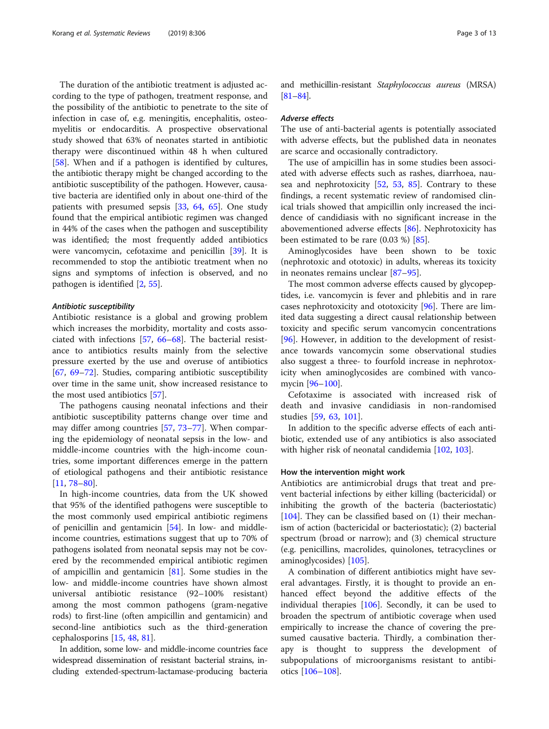The duration of the antibiotic treatment is adjusted according to the type of pathogen, treatment response, and the possibility of the antibiotic to penetrate to the site of infection in case of, e.g. meningitis, encephalitis, osteomyelitis or endocarditis. A prospective observational study showed that 63% of neonates started in antibiotic therapy were discontinued within 48 h when cultured [58]. When and if a pathogen is identified by cultures, the antibiotic therapy might be changed according to the antibiotic susceptibility of the pathogen. However, causative bacteria are identified only in about one-third of the patients with presumed sepsis [33, 64, 65]. One study found that the empirical antibiotic regimen was changed in 44% of the cases when the pathogen and susceptibility was identified; the most frequently added antibiotics were vancomycin, cefotaxime and penicillin [39]. It is recommended to stop the antibiotic treatment when no signs and symptoms of infection is observed, and no pathogen is identified [2, 55].

#### *Antibiotic susceptibility*

Antibiotic resistance is a global and growing problem which increases the morbidity, mortality and costs associated with infections [57, 66–68]. The bacterial resistance to antibiotics results mainly from the selective pressure exerted by the use and overuse of antibiotics [67, 69–72]. Studies, comparing antibiotic susceptibility over time in the same unit, show increased resistance to the most used antibiotics [57].

The pathogens causing neonatal infections and their antibiotic susceptibility patterns change over time and may differ among countries [57, 73–77]. When comparing the epidemiology of neonatal sepsis in the low- and middle-income countries with the high-income countries, some important differences emerge in the pattern of etiological pathogens and their antibiotic resistance [11, 78–80].

In high-income countries, data from the UK showed that 95% of the identified pathogens were susceptible to the most commonly used empirical antibiotic regimens of penicillin and gentamicin [54]. In low- and middle-income countries, estimations suggest that up to 70% of pathogens isolated from neonatal sepsis may not be covered by the recommended empirical antibiotic regimen of ampicillin and gentamicin [81]. Some studies in the low- and middle-income countries have shown almost universal antibiotic resistance (92–100% resistant) among the most common pathogens (gram-negative rods) to first-line (often ampicillin and gentamicin) and second-line antibiotics such as the third-generation cephalosporins [15, 48, 81].

In addition, some low- and middle-income countries face widespread dissemination of resistant bacterial strains, including extended-spectrum-lactamase-producing bacteria and methicillin-resistant *Staphylococcus aureus* (MRSA) [81–84].

#### *Adverse effects*

The use of anti-bacterial agents is potentially associated with adverse effects, but the published data in neonates are scarce and occasionally contradictory.

The use of ampicillin has in some studies been associated with adverse effects such as rashes, diarrhoea, nausea and nephrotoxicity [52, 53, 85]. Contrary to these findings, a recent systematic review of randomised clinical trials showed that ampicillin only increased the incidence of candidiasis with no significant increase in the abovementioned adverse effects [86]. Nephrotoxicity has been estimated to be rare (0.03 %) [85].

Aminoglycosides have been shown to be toxic (nephrotoxic and ototoxic) in adults, whereas its toxicity in neonates remains unclear [87–95].

The most common adverse effects caused by glycopeptides, i.e. vancomycin is fever and phlebitis and in rare cases nephrotoxicity and ototoxicity [96]. There are limited data suggesting a direct causal relationship between toxicity and specific serum vancomycin concentrations [96]. However, in addition to the development of resistance towards vancomycin some observational studies also suggest a three- to fourfold increase in nephrotoxicity when aminoglycosides are combined with vancomycin [96–100].

Cefotaxime is associated with increased risk of death and invasive candidiasis in non-randomised studies [59, 63, 101].

In addition to the specific adverse effects of each antibiotic, extended use of any antibiotics is also associated with higher risk of neonatal candidemia [102, 103].

### How the intervention might work

Antibiotics are antimicrobial drugs that treat and prevent bacterial infections by either killing (bactericidal) or inhibiting the growth of the bacteria (bacteriostatic) [104]. They can be classified based on (1) their mechanism of action (bactericidal or bacteriostatic); (2) bacterial spectrum (broad or narrow); and (3) chemical structure (e.g. penicillins, macrolides, quinolones, tetracyclines or aminoglycosides) [105].

A combination of different antibiotics might have several advantages. Firstly, it is thought to provide an enhanced effect beyond the additive effects of the individual therapies [106]. Secondly, it can be used to broaden the spectrum of antibiotic coverage when used empirically to increase the chance of covering the presumed causative bacteria. Thirdly, a combination therapy is thought to suppress the development of subpopulations of microorganisms resistant to antibiotics [106–108].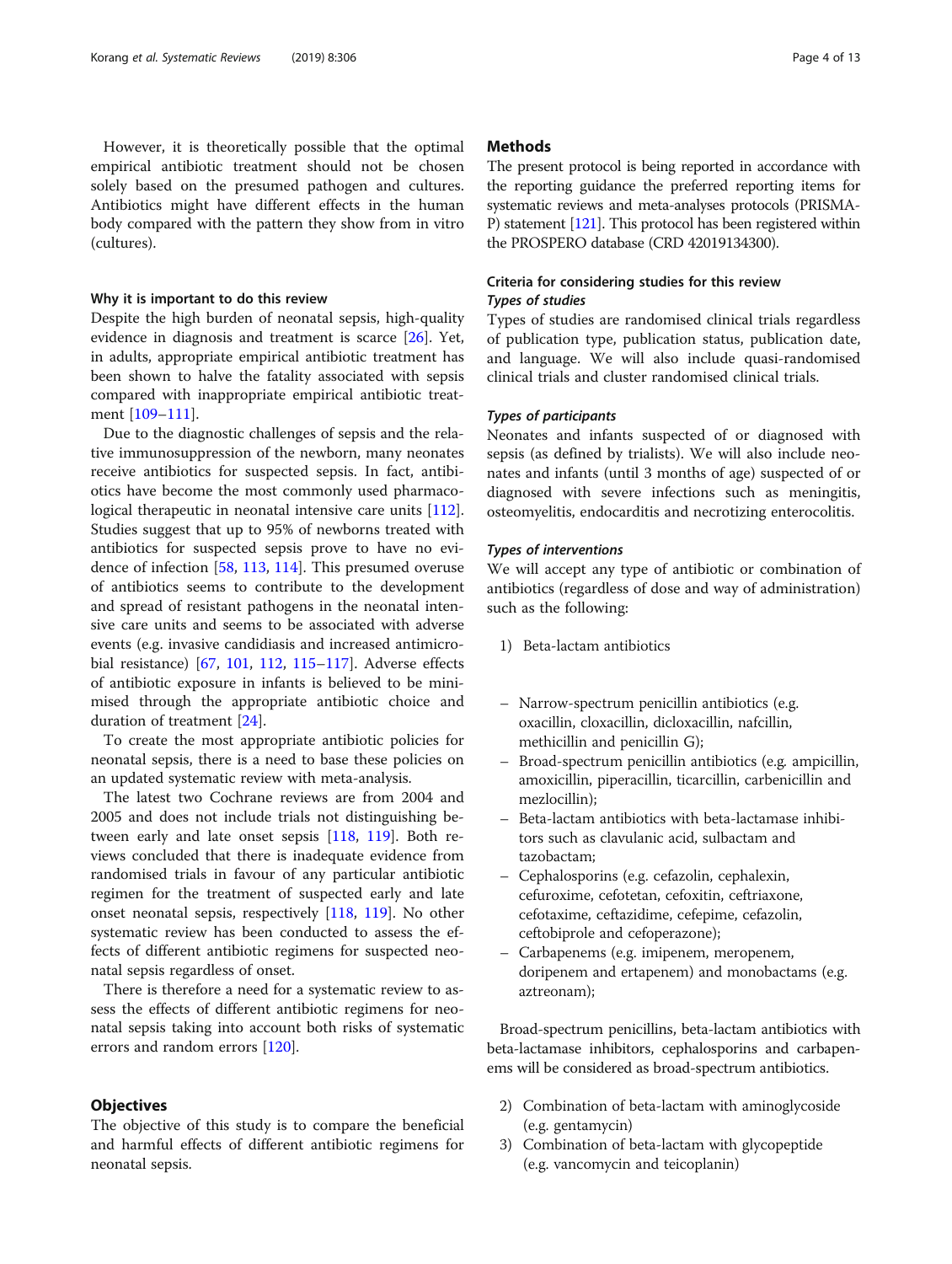However, it is theoretically possible that the optimal empirical antibiotic treatment should not be chosen solely based on the presumed pathogen and cultures. Antibiotics might have different effects in the human body compared with the pattern they show from in vitro (cultures).

### Why it is important to do this review

Despite the high burden of neonatal sepsis, high-quality evidence in diagnosis and treatment is scarce [26]. Yet, in adults, appropriate empirical antibiotic treatment has been shown to halve the fatality associated with sepsis compared with inappropriate empirical antibiotic treatment [109–111].

Due to the diagnostic challenges of sepsis and the relative immunosuppression of the newborn, many neonates receive antibiotics for suspected sepsis. In fact, antibiotics have become the most commonly used pharmacological therapeutic in neonatal intensive care units [112]. Studies suggest that up to 95% of newborns treated with antibiotics for suspected sepsis prove to have no evidence of infection [58, 113, 114]. This presumed overuse of antibiotics seems to contribute to the development and spread of resistant pathogens in the neonatal intensive care units and seems to be associated with adverse events (e.g. invasive candidiasis and increased antimicrobial resistance) [67, 101, 112, 115–117]. Adverse effects of antibiotic exposure in infants is believed to be minimised through the appropriate antibiotic choice and duration of treatment [24].

To create the most appropriate antibiotic policies for neonatal sepsis, there is a need to base these policies on an updated systematic review with meta-analysis.

The latest two Cochrane reviews are from 2004 and 2005 and does not include trials not distinguishing between early and late onset sepsis [118, 119]. Both reviews concluded that there is inadequate evidence from randomised trials in favour of any particular antibiotic regimen for the treatment of suspected early and late onset neonatal sepsis, respectively [118, 119]. No other systematic review has been conducted to assess the effects of different antibiotic regimens for suspected neonatal sepsis regardless of onset.

There is therefore a need for a systematic review to assess the effects of different antibiotic regimens for neonatal sepsis taking into account both risks of systematic errors and random errors [120].

## Objectives

The objective of this study is to compare the beneficial and harmful effects of different antibiotic regimens for neonatal sepsis.

## Methods

The present protocol is being reported in accordance with the reporting guidance the preferred reporting items for systematic reviews and meta-analyses protocols (PRISMA-P) statement [121]. This protocol has been registered within the PROSPERO database (CRD 42019134300).

### Criteria for considering studies for this review

#### *Types of studies*

Types of studies are randomised clinical trials regardless of publication type, publication status, publication date, and language. We will also include quasi-randomised clinical trials and cluster randomised clinical trials.

#### *Types of participants*

Neonates and infants suspected of or diagnosed with sepsis (as defined by trialists). We will also include neonates and infants (until 3 months of age) suspected of or diagnosed with severe infections such as meningitis, osteomyelitis, endocarditis and necrotizing enterocolitis.

#### *Types of interventions*

We will accept any type of antibiotic or combination of antibiotics (regardless of dose and way of administration) such as the following:

1) Beta-lactam antibiotics

- Narrow-spectrum penicillin antibiotics (e.g. oxacillin, cloxacillin, dicloxacillin, nafcillin, methicillin and penicillin G);
- Broad-spectrum penicillin antibiotics (e.g. ampicillin, amoxicillin, piperacillin, ticarcillin, carbenicillin and mezlocillin);
- Beta-lactam antibiotics with beta-lactamase inhibitors such as clavulanic acid, sulbactam and tazobactam;
- Cephalosporins (e.g. cefazolin, cephalexin, cefuroxime, cefotetan, cefoxitin, ceftriaxone, cefotaxime, ceftazidime, cefepime, cefazolin, ceftobiprole and cefoperazone);
- Carbapenems (e.g. imipenem, meropenem, doripenem and ertapenem) and monobactams (e.g. aztreonam);

Broad-spectrum penicillins, beta-lactam antibiotics with beta-lactamase inhibitors, cephalosporins and carbapenems will be considered as broad-spectrum antibiotics.

2) Combination of beta-lactam with aminoglycoside (e.g. gentamycin)
3) Combination of beta-lactam with glycopeptide (e.g. vancomycin and teicoplanin)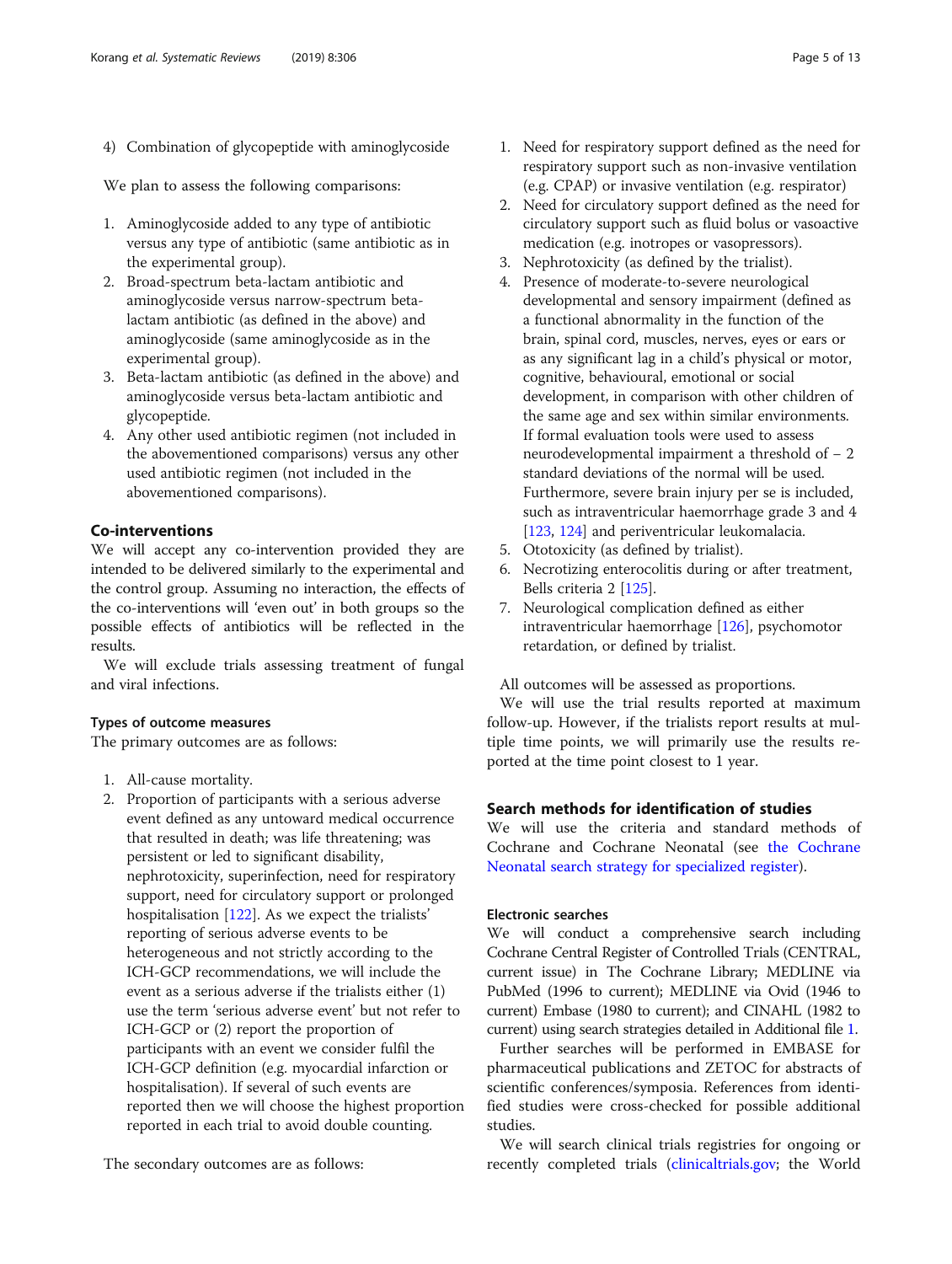4) Combination of glycopeptide with aminoglycoside

We plan to assess the following comparisons:

1. Aminoglycoside added to any type of antibiotic versus any type of antibiotic (same antibiotic as in the experimental group).
2. Broad-spectrum beta-lactam antibiotic and aminoglycoside versus narrow-spectrum beta-lactam antibiotic (as defined in the above) and aminoglycoside (same aminoglycoside as in the experimental group).
3. Beta-lactam antibiotic (as defined in the above) and aminoglycoside versus beta-lactam antibiotic and glycopeptide.
4. Any other used antibiotic regimen (not included in the abovementioned comparisons) versus any other used antibiotic regimen (not included in the abovementioned comparisons).

## Co-interventions

We will accept any co-intervention provided they are intended to be delivered similarly to the experimental and the control group. Assuming no interaction, the effects of the co-interventions will 'even out' in both groups so the possible effects of antibiotics will be reflected in the results.

We will exclude trials assessing treatment of fungal and viral infections.

### Types of outcome measures

The primary outcomes are as follows:

1. All-cause mortality.
2. Proportion of participants with a serious adverse event defined as any untoward medical occurrence that resulted in death; was life threatening; was persistent or led to significant disability, nephrotoxicity, superinfection, need for respiratory support, need for circulatory support or prolonged hospitalisation [122]. As we expect the trialists' reporting of serious adverse events to be heterogeneous and not strictly according to the ICH-GCP recommendations, we will include the event as a serious adverse if the trialists either (1) use the term 'serious adverse event' but not refer to ICH-GCP or (2) report the proportion of participants with an event we consider fulfil the ICH-GCP definition (e.g. myocardial infarction or hospitalisation). If several of such events are reported then we will choose the highest proportion reported in each trial to avoid double counting.

The secondary outcomes are as follows:

1. Need for respiratory support defined as the need for respiratory support such as non-invasive ventilation (e.g. CPAP) or invasive ventilation (e.g. respirator)
2. Need for circulatory support defined as the need for circulatory support such as fluid bolus or vasoactive medication (e.g. inotropes or vasopressors).
3. Nephrotoxicity (as defined by the trialist).
4. Presence of moderate-to-severe neurological developmental and sensory impairment (defined as a functional abnormality in the function of the brain, spinal cord, muscles, nerves, eyes or ears or as any significant lag in a child's physical or motor, cognitive, behavioural, emotional or social development, in comparison with other children of the same age and sex within similar environments. If formal evaluation tools were used to assess neurodevelopmental impairment a threshold of − 2 standard deviations of the normal will be used. Furthermore, severe brain injury per se is included, such as intraventricular haemorrhage grade 3 and 4 [123, 124] and periventricular leukomalacia.
5. Ototoxicity (as defined by trialist).
6. Necrotizing enterocolitis during or after treatment, Bells criteria 2 [125].
7. Neurological complication defined as either intraventricular haemorrhage [126], psychomotor retardation, or defined by trialist.

All outcomes will be assessed as proportions.

We will use the trial results reported at maximum follow-up. However, if the trialists report results at multiple time points, we will primarily use the results reported at the time point closest to 1 year.

## Search methods for identification of studies

We will use the criteria and standard methods of Cochrane and Cochrane Neonatal (see the Cochrane Neonatal search strategy for specialized register).

### Electronic searches

We will conduct a comprehensive search including Cochrane Central Register of Controlled Trials (CENTRAL, current issue) in The Cochrane Library; MEDLINE via PubMed (1996 to current); MEDLINE via Ovid (1946 to current) Embase (1980 to current); and CINAHL (1982 to current) using search strategies detailed in Additional file 1.

Further searches will be performed in EMBASE for pharmaceutical publications and ZETOC for abstracts of scientific conferences/symposia. References from identified studies were cross-checked for possible additional studies.

We will search clinical trials registries for ongoing or recently completed trials (clinicaltrials.gov; the World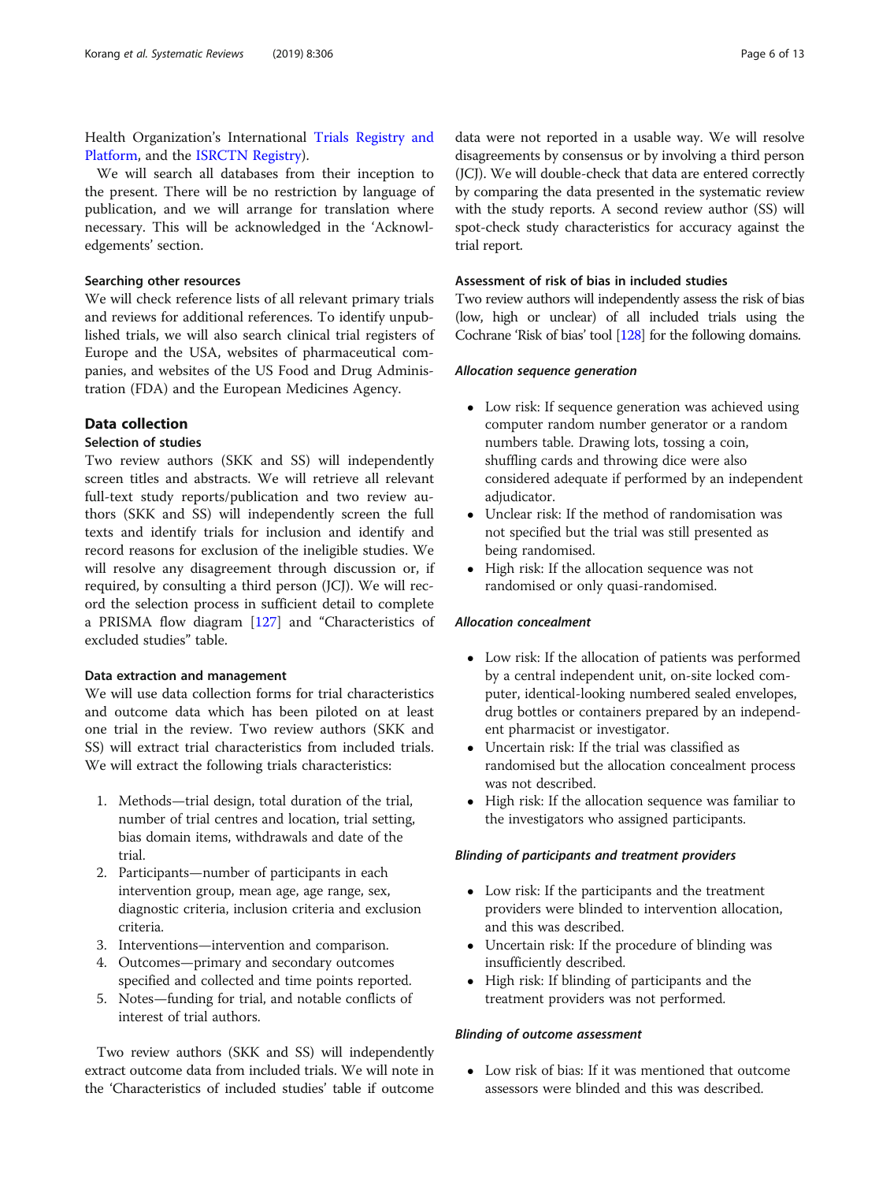Health Organization's International Trials Registry and Platform, and the ISRCTN Registry).

We will search all databases from their inception to the present. There will be no restriction by language of publication, and we will arrange for translation where necessary. This will be acknowledged in the 'Acknowledgements' section.

#### Searching other resources

We will check reference lists of all relevant primary trials and reviews for additional references. To identify unpublished trials, we will also search clinical trial registers of Europe and the USA, websites of pharmaceutical companies, and websites of the US Food and Drug Administration (FDA) and the European Medicines Agency.

## Data collection

### Selection of studies

Two review authors (SKK and SS) will independently screen titles and abstracts. We will retrieve all relevant full-text study reports/publication and two review authors (SKK and SS) will independently screen the full texts and identify trials for inclusion and identify and record reasons for exclusion of the ineligible studies. We will resolve any disagreement through discussion or, if required, by consulting a third person (JCJ). We will record the selection process in sufficient detail to complete a PRISMA flow diagram [127] and "Characteristics of excluded studies" table.

#### Data extraction and management

We will use data collection forms for trial characteristics and outcome data which has been piloted on at least one trial in the review. Two review authors (SKK and SS) will extract trial characteristics from included trials. We will extract the following trials characteristics:

1. Methods—trial design, total duration of the trial, number of trial centres and location, trial setting, bias domain items, withdrawals and date of the trial.
2. Participants—number of participants in each intervention group, mean age, age range, sex, diagnostic criteria, inclusion criteria and exclusion criteria.
3. Interventions—intervention and comparison.
4. Outcomes—primary and secondary outcomes specified and collected and time points reported.
5. Notes—funding for trial, and notable conflicts of interest of trial authors.

Two review authors (SKK and SS) will independently extract outcome data from included trials. We will note in the 'Characteristics of included studies' table if outcome data were not reported in a usable way. We will resolve disagreements by consensus or by involving a third person (JCJ). We will double-check that data are entered correctly by comparing the data presented in the systematic review with the study reports. A second review author (SS) will spot-check study characteristics for accuracy against the trial report.

#### Assessment of risk of bias in included studies

Two review authors will independently assess the risk of bias (low, high or unclear) of all included trials using the Cochrane 'Risk of bias' tool [128] for the following domains.

##### *Allocation sequence generation*

- Low risk: If sequence generation was achieved using computer random number generator or a random numbers table. Drawing lots, tossing a coin, shuffling cards and throwing dice were also considered adequate if performed by an independent adjudicator.
- Unclear risk: If the method of randomisation was not specified but the trial was still presented as being randomised.
- High risk: If the allocation sequence was not randomised or only quasi-randomised.

##### *Allocation concealment*

- Low risk: If the allocation of patients was performed by a central independent unit, on-site locked computer, identical-looking numbered sealed envelopes, drug bottles or containers prepared by an independent pharmacist or investigator.
- Uncertain risk: If the trial was classified as randomised but the allocation concealment process was not described.
- High risk: If the allocation sequence was familiar to the investigators who assigned participants.

##### *Blinding of participants and treatment providers*

- Low risk: If the participants and the treatment providers were blinded to intervention allocation, and this was described.
- Uncertain risk: If the procedure of blinding was insufficiently described.
- High risk: If blinding of participants and the treatment providers was not performed.

##### *Blinding of outcome assessment*

- Low risk of bias: If it was mentioned that outcome assessors were blinded and this was described.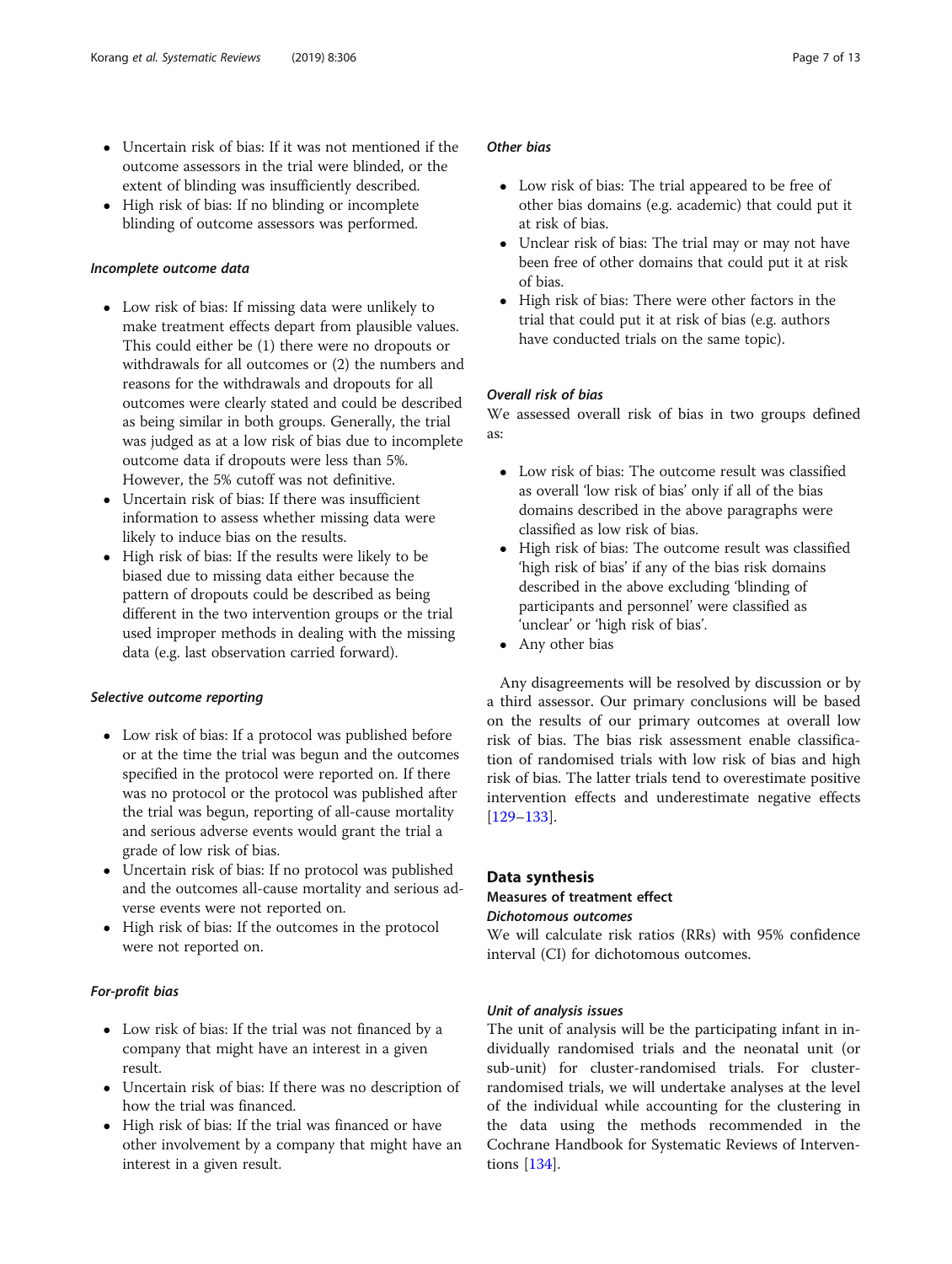- Uncertain risk of bias: If it was not mentioned if the outcome assessors in the trial were blinded, or the extent of blinding was insufficiently described.
- High risk of bias: If no blinding or incomplete blinding of outcome assessors was performed.

#### *Incomplete outcome data*

- Low risk of bias: If missing data were unlikely to make treatment effects depart from plausible values. This could either be (1) there were no dropouts or withdrawals for all outcomes or (2) the numbers and reasons for the withdrawals and dropouts for all outcomes were clearly stated and could be described as being similar in both groups. Generally, the trial was judged as at a low risk of bias due to incomplete outcome data if dropouts were less than 5%. However, the 5% cutoff was not definitive.
- Uncertain risk of bias: If there was insufficient information to assess whether missing data were likely to induce bias on the results.
- High risk of bias: If the results were likely to be biased due to missing data either because the pattern of dropouts could be described as being different in the two intervention groups or the trial used improper methods in dealing with the missing data (e.g. last observation carried forward).

#### *Selective outcome reporting*

- Low risk of bias: If a protocol was published before or at the time the trial was begun and the outcomes specified in the protocol were reported on. If there was no protocol or the protocol was published after the trial was begun, reporting of all-cause mortality and serious adverse events would grant the trial a grade of low risk of bias.
- Uncertain risk of bias: If no protocol was published and the outcomes all-cause mortality and serious adverse events were not reported on.
- High risk of bias: If the outcomes in the protocol were not reported on.

#### *For-profit bias*

- Low risk of bias: If the trial was not financed by a company that might have an interest in a given result.
- Uncertain risk of bias: If there was no description of how the trial was financed.
- High risk of bias: If the trial was financed or have other involvement by a company that might have an interest in a given result.

#### *Other bias*

- Low risk of bias: The trial appeared to be free of other bias domains (e.g. academic) that could put it at risk of bias.
- Unclear risk of bias: The trial may or may not have been free of other domains that could put it at risk of bias.
- High risk of bias: There were other factors in the trial that could put it at risk of bias (e.g. authors have conducted trials on the same topic).

#### *Overall risk of bias*

We assessed overall risk of bias in two groups defined as:

- Low risk of bias: The outcome result was classified as overall 'low risk of bias' only if all of the bias domains described in the above paragraphs were classified as low risk of bias.
- High risk of bias: The outcome result was classified 'high risk of bias' if any of the bias risk domains described in the above excluding 'blinding of participants and personnel' were classified as 'unclear' or 'high risk of bias'.
- Any other bias

Any disagreements will be resolved by discussion or by a third assessor. Our primary conclusions will be based on the results of our primary outcomes at overall low risk of bias. The bias risk assessment enable classification of randomised trials with low risk of bias and high risk of bias. The latter trials tend to overestimate positive intervention effects and underestimate negative effects [129–133].

## Data synthesis

### Measures of treatment effect

#### *Dichotomous outcomes*

We will calculate risk ratios (RRs) with 95% confidence interval (CI) for dichotomous outcomes.

#### *Unit of analysis issues*

The unit of analysis will be the participating infant in individually randomised trials and the neonatal unit (or sub-unit) for cluster-randomised trials. For cluster-randomised trials, we will undertake analyses at the level of the individual while accounting for the clustering in the data using the methods recommended in the Cochrane Handbook for Systematic Reviews of Interventions [134].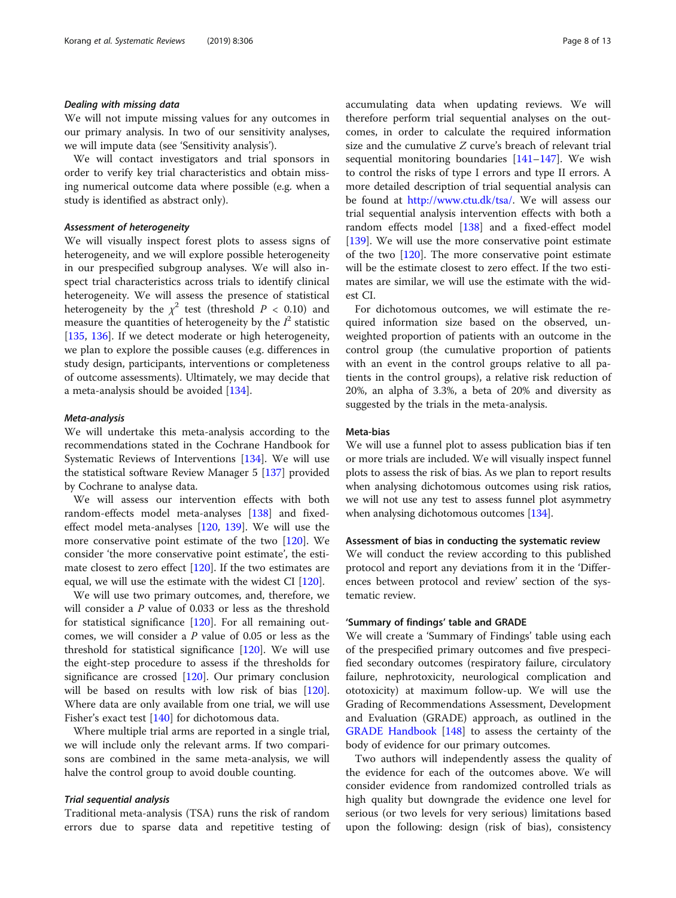### *Dealing with missing data*

We will not impute missing values for any outcomes in our primary analysis. In two of our sensitivity analyses, we will impute data (see 'Sensitivity analysis').

We will contact investigators and trial sponsors in order to verify key trial characteristics and obtain missing numerical outcome data where possible (e.g. when a study is identified as abstract only).

### *Assessment of heterogeneity*

We will visually inspect forest plots to assess signs of heterogeneity, and we will explore possible heterogeneity in our prespecified subgroup analyses. We will also inspect trial characteristics across trials to identify clinical heterogeneity. We will assess the presence of statistical heterogeneity by the $\chi^2$ test (threshold $P < 0.10$) and measure the quantities of heterogeneity by the $I^2$ statistic [135, 136]. If we detect moderate or high heterogeneity, we plan to explore the possible causes (e.g. differences in study design, participants, interventions or completeness of outcome assessments). Ultimately, we may decide that a meta-analysis should be avoided [134].

### *Meta-analysis*

We will undertake this meta-analysis according to the recommendations stated in the Cochrane Handbook for Systematic Reviews of Interventions [134]. We will use the statistical software Review Manager 5 [137] provided by Cochrane to analyse data.

We will assess our intervention effects with both random-effects model meta-analyses [138] and fixed-effect model meta-analyses [120, 139]. We will use the more conservative point estimate of the two [120]. We consider 'the more conservative point estimate', the estimate closest to zero effect [120]. If the two estimates are equal, we will use the estimate with the widest CI [120].

We will use two primary outcomes, and, therefore, we will consider a $P$ value of 0.033 or less as the threshold for statistical significance [120]. For all remaining outcomes, we will consider a $P$ value of 0.05 or less as the threshold for statistical significance [120]. We will use the eight-step procedure to assess if the thresholds for significance are crossed [120]. Our primary conclusion will be based on results with low risk of bias [120]. Where data are only available from one trial, we will use Fisher's exact test [140] for dichotomous data.

Where multiple trial arms are reported in a single trial, we will include only the relevant arms. If two comparisons are combined in the same meta-analysis, we will halve the control group to avoid double counting.

### *Trial sequential analysis*

Traditional meta-analysis (TSA) runs the risk of random errors due to sparse data and repetitive testing of accumulating data when updating reviews. We will therefore perform trial sequential analyses on the outcomes, in order to calculate the required information size and the cumulative $Z$ curve's breach of relevant trial sequential monitoring boundaries [141–147]. We wish to control the risks of type I errors and type II errors. A more detailed description of trial sequential analysis can be found at http://www.ctu.dk/tsa/. We will assess our trial sequential analysis intervention effects with both a random effects model [138] and a fixed-effect model [139]. We will use the more conservative point estimate of the two [120]. The more conservative point estimate will be the estimate closest to zero effect. If the two estimates are similar, we will use the estimate with the widest CI.

For dichotomous outcomes, we will estimate the required information size based on the observed, unweighted proportion of patients with an outcome in the control group (the cumulative proportion of patients with an event in the control groups relative to all patients in the control groups), a relative risk reduction of 20%, an alpha of 3.3%, a beta of 20% and diversity as suggested by the trials in the meta-analysis.

### Meta-bias

We will use a funnel plot to assess publication bias if ten or more trials are included. We will visually inspect funnel plots to assess the risk of bias. As we plan to report results when analysing dichotomous outcomes using risk ratios, we will not use any test to assess funnel plot asymmetry when analysing dichotomous outcomes [134].

### Assessment of bias in conducting the systematic review

We will conduct the review according to this published protocol and report any deviations from it in the 'Differences between protocol and review' section of the systematic review.

### 'Summary of findings' table and GRADE

We will create a 'Summary of Findings' table using each of the prespecified primary outcomes and five prespecified secondary outcomes (respiratory failure, circulatory failure, nephrotoxicity, neurological complication and ototoxicity) at maximum follow-up. We will use the Grading of Recommendations Assessment, Development and Evaluation (GRADE) approach, as outlined in the GRADE Handbook [148] to assess the certainty of the body of evidence for our primary outcomes.

Two authors will independently assess the quality of the evidence for each of the outcomes above. We will consider evidence from randomized controlled trials as high quality but downgrade the evidence one level for serious (or two levels for very serious) limitations based upon the following: design (risk of bias), consistency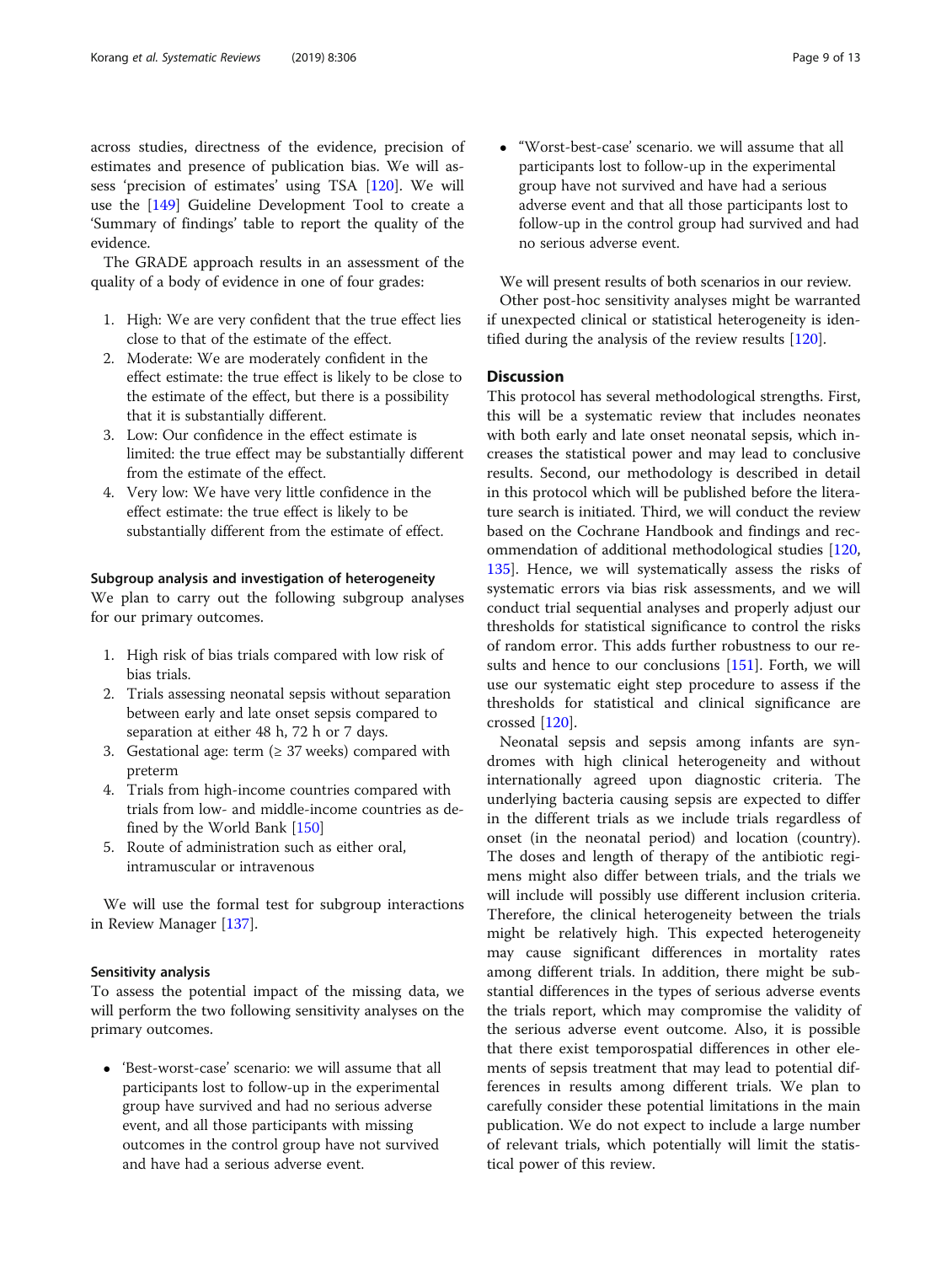across studies, directness of the evidence, precision of estimates and presence of publication bias. We will assess 'precision of estimates' using TSA [120]. We will use the [149] Guideline Development Tool to create a 'Summary of findings' table to report the quality of the evidence.

The GRADE approach results in an assessment of the quality of a body of evidence in one of four grades:

1. High: We are very confident that the true effect lies close to that of the estimate of the effect.
2. Moderate: We are moderately confident in the effect estimate: the true effect is likely to be close to the estimate of the effect, but there is a possibility that it is substantially different.
3. Low: Our confidence in the effect estimate is limited: the true effect may be substantially different from the estimate of the effect.
4. Very low: We have very little confidence in the effect estimate: the true effect is likely to be substantially different from the estimate of effect.

### Subgroup analysis and investigation of heterogeneity

We plan to carry out the following subgroup analyses for our primary outcomes.

1. High risk of bias trials compared with low risk of bias trials.
2. Trials assessing neonatal sepsis without separation between early and late onset sepsis compared to separation at either 48 h, 72 h or 7 days.
3. Gestational age: term (≥ 37 weeks) compared with preterm
4. Trials from high-income countries compared with trials from low- and middle-income countries as defined by the World Bank [150]
5. Route of administration such as either oral, intramuscular or intravenous

We will use the formal test for subgroup interactions in Review Manager [137].

### Sensitivity analysis

To assess the potential impact of the missing data, we will perform the two following sensitivity analyses on the primary outcomes.

- 'Best-worst-case' scenario: we will assume that all participants lost to follow-up in the experimental group have survived and had no serious adverse event, and all those participants with missing outcomes in the control group have not survived and have had a serious adverse event.
- "Worst-best-case' scenario. we will assume that all participants lost to follow-up in the experimental group have not survived and have had a serious adverse event and that all those participants lost to follow-up in the control group had survived and had no serious adverse event.

We will present results of both scenarios in our review.

Other post-hoc sensitivity analyses might be warranted if unexpected clinical or statistical heterogeneity is identified during the analysis of the review results [120].

## Discussion

This protocol has several methodological strengths. First, this will be a systematic review that includes neonates with both early and late onset neonatal sepsis, which increases the statistical power and may lead to conclusive results. Second, our methodology is described in detail in this protocol which will be published before the literature search is initiated. Third, we will conduct the review based on the Cochrane Handbook and findings and recommendation of additional methodological studies [120, 135]. Hence, we will systematically assess the risks of systematic errors via bias risk assessments, and we will conduct trial sequential analyses and properly adjust our thresholds for statistical significance to control the risks of random error. This adds further robustness to our results and hence to our conclusions [151]. Forth, we will use our systematic eight step procedure to assess if the thresholds for statistical and clinical significance are crossed [120].

Neonatal sepsis and sepsis among infants are syndromes with high clinical heterogeneity and without internationally agreed upon diagnostic criteria. The underlying bacteria causing sepsis are expected to differ in the different trials as we include trials regardless of onset (in the neonatal period) and location (country). The doses and length of therapy of the antibiotic regimens might also differ between trials, and the trials we will include will possibly use different inclusion criteria. Therefore, the clinical heterogeneity between the trials might be relatively high. This expected heterogeneity may cause significant differences in mortality rates among different trials. In addition, there might be substantial differences in the types of serious adverse events the trials report, which may compromise the validity of the serious adverse event outcome. Also, it is possible that there exist temporospatial differences in other elements of sepsis treatment that may lead to potential differences in results among different trials. We plan to carefully consider these potential limitations in the main publication. We do not expect to include a large number of relevant trials, which potentially will limit the statistical power of this review.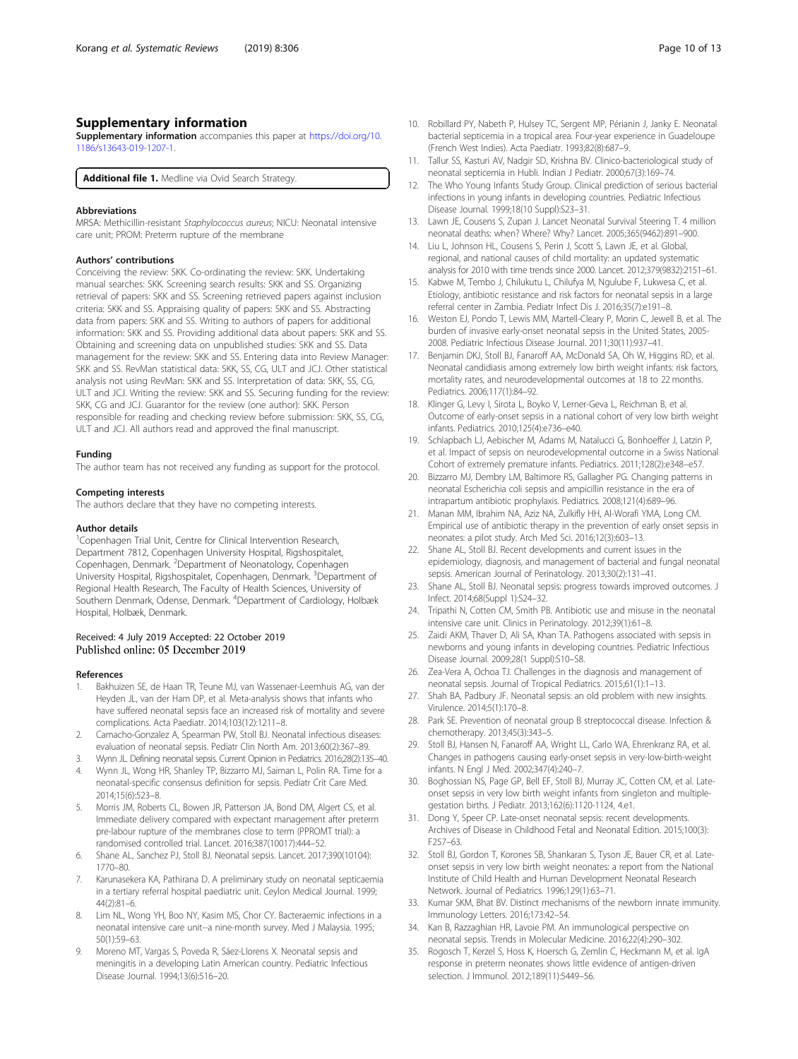## Supplementary information

**Supplementary information** accompanies this paper at https://doi.org/10.1186/s13643-019-1207-1.

**Additional file 1.** Medline via Ovid Search Strategy.

#### Abbreviations

MRSA: Methicillin-resistant *Staphylococcus aureus*; NICU: Neonatal intensive care unit; PROM: Preterm rupture of the membrane

#### Authors' contributions

Conceiving the review: SKK. Co-ordinating the review: SKK. Undertaking manual searches: SKK. Screening search results: SKK and SS. Organizing retrieval of papers: SKK and SS. Screening retrieved papers against inclusion criteria: SKK and SS. Appraising quality of papers: SKK and SS. Abstracting data from papers: SKK and SS. Writing to authors of papers for additional information: SKK and SS. Providing additional data about papers: SKK and SS. Obtaining and screening data on unpublished studies: SKK and SS. Data management for the review: SKK and SS. Entering data into Review Manager: SKK and SS. RevMan statistical data: SKK, SS, CG, ULT and JCJ. Other statistical analysis not using RevMan: SKK and SS. Interpretation of data: SKK, SS, CG, ULT and JCJ. Writing the review: SKK and SS. Securing funding for the review: SKK, CG and JCJ. Guarantor for the review (one author): SKK. Person responsible for reading and checking review before submission: SKK, SS, CG, ULT and JCJ. All authors read and approved the final manuscript.

#### Funding

The author team has not received any funding as support for the protocol.

#### Competing interests

The authors declare that they have no competing interests.

#### Author details

[1]Copenhagen Trial Unit, Centre for Clinical Intervention Research, Department 7812, Copenhagen University Hospital, Rigshospitalet, Copenhagen, Denmark. [2]Department of Neonatology, Copenhagen University Hospital, Rigshospitalet, Copenhagen, Denmark. [3]Department of Regional Health Research, The Faculty of Health Sciences, University of Southern Denmark, Odense, Denmark. [4]Department of Cardiology, Holbæk Hospital, Holbæk, Denmark.

Received: 4 July 2019 Accepted: 22 October 2019
Published online: 05 December 2019

#### References

1. Bakhuizen SE, de Haan TR, Teune MJ, van Wassenaer-Leemhuis AG, van der Heyden JL, van der Ham DP, et al. Meta-analysis shows that infants who have suffered neonatal sepsis face an increased risk of mortality and severe complications. Acta Paediatr. 2014;103(12):1211–8.
2. Camacho-Gonzalez A, Spearman PW, Stoll BJ. Neonatal infectious diseases: evaluation of neonatal sepsis. Pediatr Clin North Am. 2013;60(2):367–89.
3. Wynn JL. Defining neonatal sepsis. Current Opinion in Pediatrics. 2016;28(2):135–40.
4. Wynn JL, Wong HR, Shanley TP, Bizzarro MJ, Saiman L, Polin RA. Time for a neonatal-specific consensus definition for sepsis. Pediatr Crit Care Med. 2014;15(6):523–8.
5. Morris JM, Roberts CL, Bowen JR, Patterson JA, Bond DM, Algert CS, et al. Immediate delivery compared with expectant management after preterm pre-labour rupture of the membranes close to term (PPROMT trial): a randomised controlled trial. Lancet. 2016;387(10017):444–52.
6. Shane AL, Sanchez PJ, Stoll BJ. Neonatal sepsis. Lancet. 2017;390(10104):1770–80.
7. Karunasekera KA, Pathirana D. A preliminary study on neonatal septicaemia in a tertiary referral hospital paediatric unit. Ceylon Medical Journal. 1999;44(2):81–6.
8. Lim NL, Wong YH, Boo NY, Kasim MS, Chor CY. Bacteraemic infections in a neonatal intensive care unit--a nine-month survey. Med J Malaysia. 1995;50(1):59–63.
9. Moreno MT, Vargas S, Poveda R, Sáez-Llorens X. Neonatal sepsis and meningitis in a developing Latin American country. Pediatric Infectious Disease Journal. 1994;13(6):516–20.
10. Robillard PY, Nabeth P, Hulsey TC, Sergent MP, Périanin J, Janky E. Neonatal bacterial septicemia in a tropical area. Four-year experience in Guadeloupe (French West Indies). Acta Paediatr. 1993;82(8):687–9.
11. Tallur SS, Kasturi AV, Nadgir SD, Krishna BV. Clinico-bacteriological study of neonatal septicemia in Hubli. Indian J Pediatr. 2000;67(3):169–74.
12. The Who Young Infants Study Group. Clinical prediction of serious bacterial infections in young infants in developing countries. Pediatric Infectious Disease Journal. 1999;18(10 Suppl):S23–31.
13. Lawn JE, Cousens S, Zupan J. Lancet Neonatal Survival Steering T. 4 million neonatal deaths: when? Where? Why? Lancet. 2005;365(9462):891–900.
14. Liu L, Johnson HL, Cousens S, Perin J, Scott S, Lawn JE, et al. Global, regional, and national causes of child mortality: an updated systematic analysis for 2010 with time trends since 2000. Lancet. 2012;379(9832):2151–61.
15. Kabwe M, Tembo J, Chilukutu L, Chilufya M, Ngulube F, Lukwesa C, et al. Etiology, antibiotic resistance and risk factors for neonatal sepsis in a large referral center in Zambia. Pediatr Infect Dis J. 2016;35(7):e191–8.
16. Weston EJ, Pondo T, Lewis MM, Martell-Cleary P, Morin C, Jewell B, et al. The burden of invasive early-onset neonatal sepsis in the United States, 2005-2008. Pediatric Infectious Disease Journal. 2011;30(11):937–41.
17. Benjamin DKJ, Stoll BJ, Fanaroff AA, McDonald SA, Oh W, Higgins RD, et al. Neonatal candidiasis among extremely low birth weight infants: risk factors, mortality rates, and neurodevelopmental outcomes at 18 to 22 months. Pediatrics. 2006;117(1):84–92.
18. Klinger G, Levy I, Sirota L, Boyko V, Lerner-Geva L, Reichman B, et al. Outcome of early-onset sepsis in a national cohort of very low birth weight infants. Pediatrics. 2010;125(4):e736–e40.
19. Schlapbach LJ, Aebischer M, Adams M, Natalucci G, Bonhoeffer J, Latzin P, et al. Impact of sepsis on neurodevelopmental outcome in a Swiss National Cohort of extremely premature infants. Pediatrics. 2011;128(2):e348–e57.
20. Bizzarro MJ, Dembry LM, Baltimore RS, Gallagher PG. Changing patterns in neonatal Escherichia coli sepsis and ampicillin resistance in the era of intrapartum antibiotic prophylaxis. Pediatrics. 2008;121(4):689–96.
21. Manan MM, Ibrahim NA, Aziz NA, Zulkifly HH, Al-Worafi YMA, Long CM. Empirical use of antibiotic therapy in the prevention of early onset sepsis in neonates: a pilot study. Arch Med Sci. 2016;12(3):603–13.
22. Shane AL, Stoll BJ. Recent developments and current issues in the epidemiology, diagnosis, and management of bacterial and fungal neonatal sepsis. American Journal of Perinatology. 2013;30(2):131–41.
23. Shane AL, Stoll BJ. Neonatal sepsis: progress towards improved outcomes. J Infect. 2014;68(Suppl 1):S24–32.
24. Tripathi N, Cotten CM, Smith PB. Antibiotic use and misuse in the neonatal intensive care unit. Clinics in Perinatology. 2012;39(1):61–8.
25. Zaidi AKM, Thaver D, Ali SA, Khan TA. Pathogens associated with sepsis in newborns and young infants in developing countries. Pediatric Infectious Disease Journal. 2009;28(1 Suppl):S10–S8.
26. Zea-Vera A, Ochoa TJ. Challenges in the diagnosis and management of neonatal sepsis. Journal of Tropical Pediatrics. 2015;61(1):1–13.
27. Shah BA, Padbury JF. Neonatal sepsis: an old problem with new insights. Virulence. 2014;5(1):170–8.
28. Park SE. Prevention of neonatal group B streptococcal disease. Infection & chemotherapy. 2013;45(3):343–5.
29. Stoll BJ, Hansen N, Fanaroff AA, Wright LL, Carlo WA, Ehrenkranz RA, et al. Changes in pathogens causing early-onset sepsis in very-low-birth-weight infants. N Engl J Med. 2002;347(4):240–7.
30. Boghossian NS, Page GP, Bell EF, Stoll BJ, Murray JC, Cotten CM, et al. Late-onset sepsis in very low birth weight infants from singleton and multiple-gestation births. J Pediatr. 2013;162(6):1120-1124, 4.e1.
31. Dong Y, Speer CP. Late-onset neonatal sepsis: recent developments. Archives of Disease in Childhood Fetal and Neonatal Edition. 2015;100(3):F257–63.
32. Stoll BJ, Gordon T, Korones SB, Shankaran S, Tyson JE, Bauer CR, et al. Late-onset sepsis in very low birth weight neonates: a report from the National Institute of Child Health and Human Development Neonatal Research Network. Journal of Pediatrics. 1996;129(1):63–71.
33. Kumar SKM, Bhat BV. Distinct mechanisms of the newborn innate immunity. Immunology Letters. 2016;173:42–54.
34. Kan B, Razzaghian HR, Lavoie PM. An immunological perspective on neonatal sepsis. Trends in Molecular Medicine. 2016;22(4):290–302.
35. Rogosch T, Kerzel S, Hoss K, Hoersch G, Zemlin C, Heckmann M, et al. IgA response in preterm neonates shows little evidence of antigen-driven selection. J Immunol. 2012;189(11):5449–56.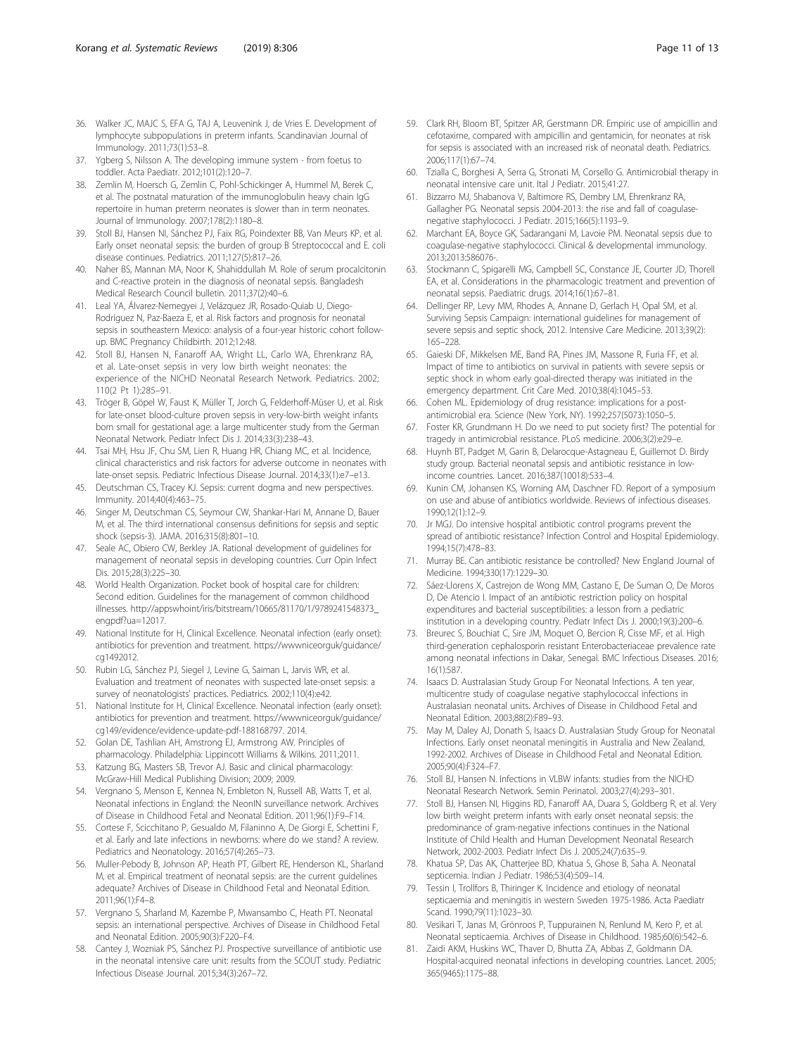36. Walker JC, MAJC S, EFA G, TAJ A, Leuvenink J, de Vries E. Development of lymphocyte subpopulations in preterm infants. Scandinavian Journal of Immunology. 2011;73(1):53–8.
37. Ygberg S, Nilsson A. The developing immune system - from foetus to toddler. Acta Paediatr. 2012;101(2):120–7.
38. Zemlin M, Hoersch G, Zemlin C, Pohl-Schickinger A, Hummel M, Berek C, et al. The postnatal maturation of the immunoglobulin heavy chain IgG repertoire in human preterm neonates is slower than in term neonates. Journal of Immunology. 2007;178(2):1180–8.
39. Stoll BJ, Hansen NI, Sánchez PJ, Faix RG, Poindexter BB, Van Meurs KP, et al. Early onset neonatal sepsis: the burden of group B Streptococcal and E. coli disease continues. Pediatrics. 2011;127(5):817–26.
40. Naher BS, Mannan MA, Noor K, Shahiddullah M. Role of serum procalcitonin and C-reactive protein in the diagnosis of neonatal sepsis. Bangladesh Medical Research Council bulletin. 2011;37(2):40–6.
41. Leal YA, Álvarez-Nemegyei J, Velázquez JR, Rosado-Quiab U, Diego-Rodríguez N, Paz-Baeza E, et al. Risk factors and prognosis for neonatal sepsis in southeastern Mexico: analysis of a four-year historic cohort follow-up. BMC Pregnancy Childbirth. 2012;12:48.
42. Stoll BJ, Hansen N, Fanaroff AA, Wright LL, Carlo WA, Ehrenkranz RA, et al. Late-onset sepsis in very low birth weight neonates: the experience of the NICHD Neonatal Research Network. Pediatrics. 2002; 110(2 Pt 1):285–91.
43. Tröger B, Göpel W, Faust K, Müller T, Jorch G, Felderhoff-Müser U, et al. Risk for late-onset blood-culture proven sepsis in very-low-birth weight infants born small for gestational age: a large multicenter study from the German Neonatal Network. Pediatr Infect Dis J. 2014;33(3):238–43.
44. Tsai MH, Hsu JF, Chu SM, Lien R, Huang HR, Chiang MC, et al. Incidence, clinical characteristics and risk factors for adverse outcome in neonates with late-onset sepsis. Pediatric Infectious Disease Journal. 2014;33(1):e7–e13.
45. Deutschman CS, Tracey KJ. Sepsis: current dogma and new perspectives. Immunity. 2014;40(4):463–75.
46. Singer M, Deutschman CS, Seymour CW, Shankar-Hari M, Annane D, Bauer M, et al. The third international consensus definitions for sepsis and septic shock (sepsis-3). JAMA. 2016;315(8):801–10.
47. Seale AC, Obiero CW, Berkley JA. Rational development of guidelines for management of neonatal sepsis in developing countries. Curr Opin Infect Dis. 2015;28(3):225–30.
48. World Health Organization. Pocket book of hospital care for children: Second edition. Guidelines for the management of common childhood illnesses. http://appswhoint/iris/bitstream/10665/81170/1/9789241548373_engpdf?ua=12017.
49. National Institute for H, Clinical Excellence. Neonatal infection (early onset): antibiotics for prevention and treatment. https://wwwniceorguk/guidance/cg1492012.
50. Rubin LG, Sánchez PJ, Siegel J, Levine G, Saiman L, Jarvis WR, et al. Evaluation and treatment of neonates with suspected late-onset sepsis: a survey of neonatologists' practices. Pediatrics. 2002;110(4):e42.
51. National Institute for H, Clinical Excellence. Neonatal infection (early onset): antibiotics for prevention and treatment. https://wwwniceorguk/guidance/cg149/evidence/evidence-update-pdf-188168797. 2014.
52. Golan DE, Tashlian AH, Amstrong EJ, Armstrong AW. Principles of pharmacology. Philadelphia: Lippincott Williams & Wilkins. 2011;2011.
53. Katzung BG, Masters SB, Trevor AJ. Basic and clinical pharmacology: McGraw-Hill Medical Publishing Division; 2009; 2009.
54. Vergnano S, Menson E, Kennea N, Embleton N, Russell AB, Watts T, et al. Neonatal infections in England: the NeonIN surveillance network. Archives of Disease in Childhood Fetal and Neonatal Edition. 2011;96(1):F9–F14.
55. Cortese F, Scicchitano P, Gesualdo M, Filaninno A, De Giorgi E, Schettini F, et al. Early and late infections in newborns: where do we stand? A review. Pediatrics and Neonatology. 2016;57(4):265–73.
56. Muller-Pebody B, Johnson AP, Heath PT, Gilbert RE, Henderson KL, Sharland M, et al. Empirical treatment of neonatal sepsis: are the current guidelines adequate? Archives of Disease in Childhood Fetal and Neonatal Edition. 2011;96(1):F4–8.
57. Vergnano S, Sharland M, Kazembe P, Mwansambo C, Heath PT. Neonatal sepsis: an international perspective. Archives of Disease in Childhood Fetal and Neonatal Edition. 2005;90(3):F220–F4.
58. Cantey J, Wozniak PS, Sánchez PJ. Prospective surveillance of antibiotic use in the neonatal intensive care unit: results from the SCOUT study. Pediatric Infectious Disease Journal. 2015;34(3):267–72.
59. Clark RH, Bloom BT, Spitzer AR, Gerstmann DR. Empiric use of ampicillin and cefotaxime, compared with ampicillin and gentamicin, for neonates at risk for sepsis is associated with an increased risk of neonatal death. Pediatrics. 2006;117(1):67–74.
60. Tzialla C, Borghesi A, Serra G, Stronati M, Corsello G. Antimicrobial therapy in neonatal intensive care unit. Ital J Pediatr. 2015;41:27.
61. Bizzarro MJ, Shabanova V, Baltimore RS, Dembry LM, Ehrenkranz RA, Gallagher PG. Neonatal sepsis 2004-2013: the rise and fall of coagulase-negative staphylococci. J Pediatr. 2015;166(5):1193–9.
62. Marchant EA, Boyce GK, Sadarangani M, Lavoie PM. Neonatal sepsis due to coagulase-negative staphylococci. Clinical & developmental immunology. 2013;2013:586076-.
63. Stockmann C, Spigarelli MG, Campbell SC, Constance JE, Courter JD, Thorell EA, et al. Considerations in the pharmacologic treatment and prevention of neonatal sepsis. Paediatric drugs. 2014;16(1):67–81.
64. Dellinger RP, Levy MM, Rhodes A, Annane D, Gerlach H, Opal SM, et al. Surviving Sepsis Campaign: international guidelines for management of severe sepsis and septic shock, 2012. Intensive Care Medicine. 2013;39(2): 165–228.
65. Gaieski DF, Mikkelsen ME, Band RA, Pines JM, Massone R, Furia FF, et al. Impact of time to antibiotics on survival in patients with severe sepsis or septic shock in whom early goal-directed therapy was initiated in the emergency department. Crit Care Med. 2010;38(4):1045–53.
66. Cohen ML. Epidemiology of drug resistance: implications for a post-antimicrobial era. Science (New York, NY). 1992;257(5073):1050–5.
67. Foster KR, Grundmann H. Do we need to put society first? The potential for tragedy in antimicrobial resistance. PLoS medicine. 2006;3(2):e29–e.
68. Huynh BT, Padget M, Garin B, Delarocque-Astagneau E, Guillemot D. Birdy study group. Bacterial neonatal sepsis and antibiotic resistance in low-income countries. Lancet. 2016;387(10018):533–4.
69. Kunin CM, Johansen KS, Worning AM, Daschner FD. Report of a symposium on use and abuse of antibiotics worldwide. Reviews of infectious diseases. 1990;12(1):12–9.
70. Jr MGJ. Do intensive hospital antibiotic control programs prevent the spread of antibiotic resistance? Infection Control and Hospital Epidemiology. 1994;15(7):478–83.
71. Murray BE. Can antibiotic resistance be controlled? New England Journal of Medicine. 1994;330(17):1229–30.
72. Sáez-Llorens X, Castrejon de Wong MM, Castano E, De Suman O, De Moros D, De Atencio I. Impact of an antibiotic restriction policy on hospital expenditures and bacterial susceptibilities: a lesson from a pediatric institution in a developing country. Pediatr Infect Dis J. 2000;19(3):200–6.
73. Breurec S, Bouchiat C, Sire JM, Moquet O, Bercion R, Cisse MF, et al. High third-generation cephalosporin resistant Enterobacteriaceae prevalence rate among neonatal infections in Dakar, Senegal. BMC Infectious Diseases. 2016; 16(1):587.
74. Isaacs D. Australasian Study Group For Neonatal Infections. A ten year, multicentre study of coagulase negative staphylococcal infections in Australasian neonatal units. Archives of Disease in Childhood Fetal and Neonatal Edition. 2003;88(2):F89–93.
75. May M, Daley AJ, Donath S, Isaacs D. Australasian Study Group for Neonatal Infections. Early onset neonatal meningitis in Australia and New Zealand, 1992-2002. Archives of Disease in Childhood Fetal and Neonatal Edition. 2005;90(4):F324–F7.
76. Stoll BJ, Hansen N. Infections in VLBW infants: studies from the NICHD Neonatal Research Network. Semin Perinatol. 2003;27(4):293–301.
77. Stoll BJ, Hansen NI, Higgins RD, Fanaroff AA, Duara S, Goldberg R, et al. Very low birth weight preterm infants with early onset neonatal sepsis: the predominance of gram-negative infections continues in the National Institute of Child Health and Human Development Neonatal Research Network, 2002-2003. Pediatr Infect Dis J. 2005;24(7):635–9.
78. Khatua SP, Das AK, Chatterjee BD, Khatua S, Ghose B, Saha A. Neonatal septicemia. Indian J Pediatr. 1986;53(4):509–14.
79. Tessin I, Trollfors B, Thiringer K. Incidence and etiology of neonatal septicaemia and meningitis in western Sweden 1975-1986. Acta Paediatr Scand. 1990;79(11):1023–30.
80. Vesikari T, Janas M, Grönroos P, Tuppurainen N, Renlund M, Kero P, et al. Neonatal septicaemia. Archives of Disease in Childhood. 1985;60(6):542–6.
81. Zaidi AKM, Huskins WC, Thaver D, Bhutta ZA, Abbas Z, Goldmann DA. Hospital-acquired neonatal infections in developing countries. Lancet. 2005; 365(9465):1175–88.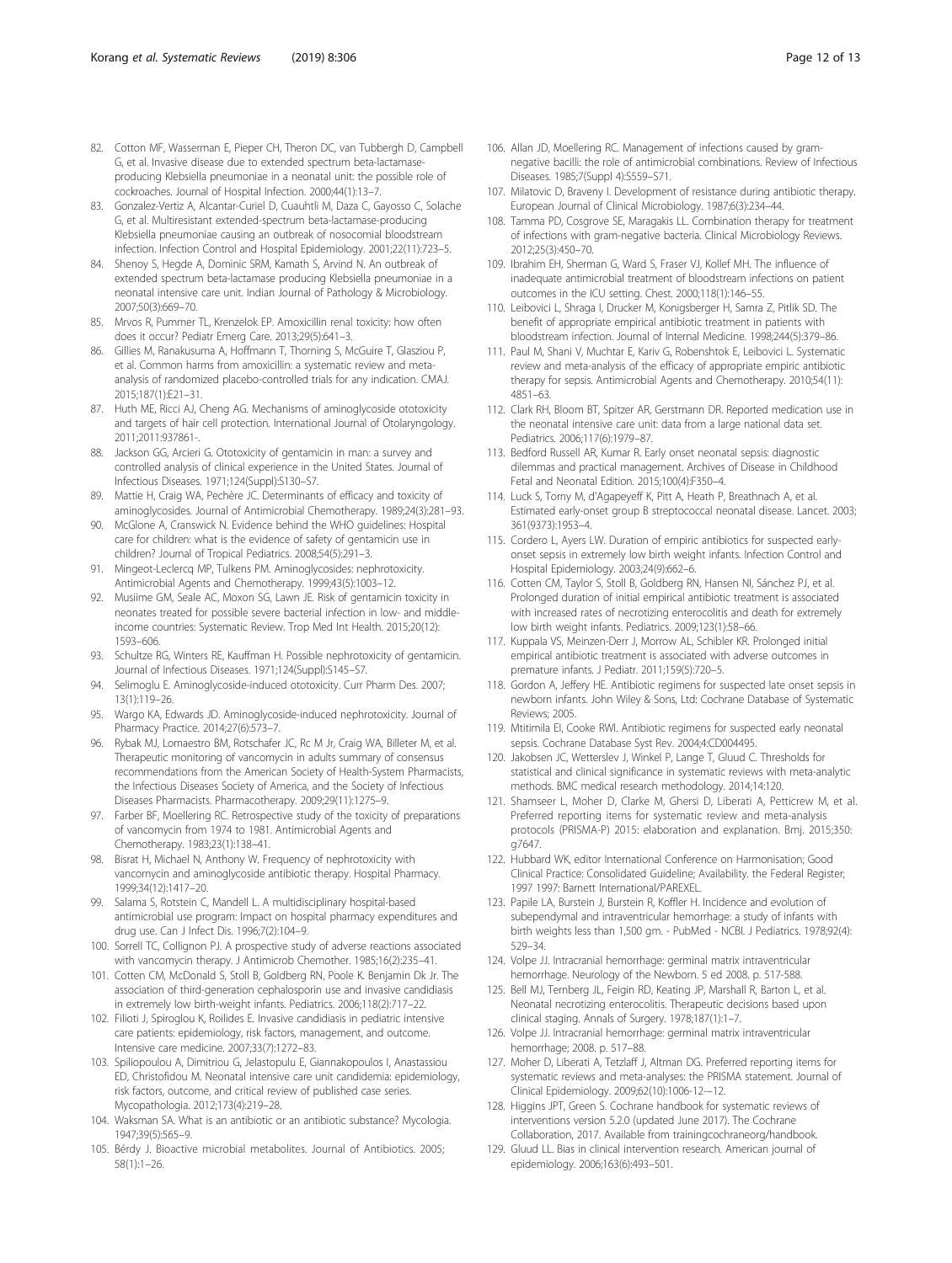82. Cotton MF, Wasserman E, Pieper CH, Theron DC, van Tubbergh D, Campbell G, et al. Invasive disease due to extended spectrum beta-lactamase-producing Klebsiella pneumoniae in a neonatal unit: the possible role of cockroaches. Journal of Hospital Infection. 2000;44(1):13–7.
83. Gonzalez-Vertiz A, Alcantar-Curiel D, Cuauhtli M, Daza C, Gayosso C, Solache G, et al. Multiresistant extended-spectrum beta-lactamase-producing Klebsiella pneumoniae causing an outbreak of nosocomial bloodstream infection. Infection Control and Hospital Epidemiology. 2001;22(11):723–5.
84. Shenoy S, Hegde A, Dominic SRM, Kamath S, Arvind N. An outbreak of extended spectrum beta-lactamase producing Klebsiella pneumoniae in a neonatal intensive care unit. Indian Journal of Pathology & Microbiology. 2007;50(3):669–70.
85. Mrvos R, Pummer TL, Krenzelok EP. Amoxicillin renal toxicity: how often does it occur? Pediatr Emerg Care. 2013;29(5):641–3.
86. Gillies M, Ranakusuma A, Hoffmann T, Thorning S, McGuire T, Glasziou P, et al. Common harms from amoxicillin: a systematic review and meta-analysis of randomized placebo-controlled trials for any indication. CMAJ. 2015;187(1):E21–31.
87. Huth ME, Ricci AJ, Cheng AG. Mechanisms of aminoglycoside ototoxicity and targets of hair cell protection. International Journal of Otolaryngology. 2011;2011:937861-.
88. Jackson GG, Arcieri G. Ototoxicity of gentamicin in man: a survey and controlled analysis of clinical experience in the United States. Journal of Infectious Diseases. 1971;124(Suppl):S130–S7.
89. Mattie H, Craig WA, Pechère JC. Determinants of efficacy and toxicity of aminoglycosides. Journal of Antimicrobial Chemotherapy. 1989;24(3):281–93.
90. McGlone A, Cranswick N. Evidence behind the WHO guidelines: Hospital care for children: what is the evidence of safety of gentamicin use in children? Journal of Tropical Pediatrics. 2008;54(5):291–3.
91. Mingeot-Leclercq MP, Tulkens PM. Aminoglycosides: nephrotoxicity. Antimicrobial Agents and Chemotherapy. 1999;43(5):1003–12.
92. Musiime GM, Seale AC, Moxon SG, Lawn JE. Risk of gentamicin toxicity in neonates treated for possible severe bacterial infection in low- and middle-income countries: Systematic Review. Trop Med Int Health. 2015;20(12): 1593–606.
93. Schultze RG, Winters RE, Kauffman H. Possible nephrotoxicity of gentamicin. Journal of Infectious Diseases. 1971;124(Suppl):S145–S7.
94. Selimoglu E. Aminoglycoside-induced ototoxicity. Curr Pharm Des. 2007; 13(1):119–26.
95. Wargo KA, Edwards JD. Aminoglycoside-induced nephrotoxicity. Journal of Pharmacy Practice. 2014;27(6):573–7.
96. Rybak MJ, Lomaestro BM, Rotschafer JC, Rc M Jr, Craig WA, Billeter M, et al. Therapeutic monitoring of vancomycin in adults summary of consensus recommendations from the American Society of Health-System Pharmacists, the Infectious Diseases Society of America, and the Society of Infectious Diseases Pharmacists. Pharmacotherapy. 2009;29(11):1275–9.
97. Farber BF, Moellering RC. Retrospective study of the toxicity of preparations of vancomycin from 1974 to 1981. Antimicrobial Agents and Chemotherapy. 1983;23(1):138–41.
98. Bisrat H, Michael N, Anthony W. Frequency of nephrotoxicity with vancomycin and aminoglycoside antibiotic therapy. Hospital Pharmacy. 1999;34(12):1417–20.
99. Salama S, Rotstein C, Mandell L. A multidisciplinary hospital-based antimicrobial use program: Impact on hospital pharmacy expenditures and drug use. Can J Infect Dis. 1996;7(2):104–9.
100. Sorrell TC, Collignon PJ. A prospective study of adverse reactions associated with vancomycin therapy. J Antimicrob Chemother. 1985;16(2):235–41.
101. Cotten CM, McDonald S, Stoll B, Goldberg RN, Poole K. Benjamin Dk Jr. The association of third-generation cephalosporin use and invasive candidiasis in extremely low birth-weight infants. Pediatrics. 2006;118(2):717–22.
102. Filioti J, Spiroglou K, Roilides E. Invasive candidiasis in pediatric intensive care patients: epidemiology, risk factors, management, and outcome. Intensive care medicine. 2007;33(7):1272–83.
103. Spiliopoulou A, Dimitriou G, Jelastopulu E, Giannakopoulos I, Anastassiou ED, Christofidou M. Neonatal intensive care unit candidemia: epidemiology, risk factors, outcome, and critical review of published case series. Mycopathologia. 2012;173(4):219–28.
104. Waksman SA. What is an antibiotic or an antibiotic substance? Mycologia. 1947;39(5):565–9.
105. Bérdy J. Bioactive microbial metabolites. Journal of Antibiotics. 2005; 58(1):1–26.
106. Allan JD, Moellering RC. Management of infections caused by gram-negative bacilli: the role of antimicrobial combinations. Review of Infectious Diseases. 1985;7(Suppl 4):S559–S71.
107. Milatovic D, Braveny I. Development of resistance during antibiotic therapy. European Journal of Clinical Microbiology. 1987;6(3):234–44.
108. Tamma PD, Cosgrove SE, Maragakis LL. Combination therapy for treatment of infections with gram-negative bacteria. Clinical Microbiology Reviews. 2012;25(3):450–70.
109. Ibrahim EH, Sherman G, Ward S, Fraser VJ, Kollef MH. The influence of inadequate antimicrobial treatment of bloodstream infections on patient outcomes in the ICU setting. Chest. 2000;118(1):146–55.
110. Leibovici L, Shraga I, Drucker M, Konigsberger H, Samra Z, Pitlik SD. The benefit of appropriate empirical antibiotic treatment in patients with bloodstream infection. Journal of Internal Medicine. 1998;244(5):379–86.
111. Paul M, Shani V, Muchtar E, Kariv G, Robenshtok E, Leibovici L. Systematic review and meta-analysis of the efficacy of appropriate empiric antibiotic therapy for sepsis. Antimicrobial Agents and Chemotherapy. 2010;54(11): 4851–63.
112. Clark RH, Bloom BT, Spitzer AR, Gerstmann DR. Reported medication use in the neonatal intensive care unit: data from a large national data set. Pediatrics. 2006;117(6):1979–87.
113. Bedford Russell AR, Kumar R. Early onset neonatal sepsis: diagnostic dilemmas and practical management. Archives of Disease in Childhood Fetal and Neonatal Edition. 2015;100(4):F350–4.
114. Luck S, Torny M, d'Agapeyeff K, Pitt A, Heath P, Breathnach A, et al. Estimated early-onset group B streptococcal neonatal disease. Lancet. 2003; 361(9373):1953–4.
115. Cordero L, Ayers LW. Duration of empiric antibiotics for suspected early-onset sepsis in extremely low birth weight infants. Infection Control and Hospital Epidemiology. 2003;24(9):662–6.
116. Cotten CM, Taylor S, Stoll B, Goldberg RN, Hansen NI, Sánchez PJ, et al. Prolonged duration of initial empirical antibiotic treatment is associated with increased rates of necrotizing enterocolitis and death for extremely low birth weight infants. Pediatrics. 2009;123(1):58–66.
117. Kuppala VS, Meinzen-Derr J, Morrow AL, Schibler KR. Prolonged initial empirical antibiotic treatment is associated with adverse outcomes in premature infants. J Pediatr. 2011;159(5):720–5.
118. Gordon A, Jeffery HE. Antibiotic regimens for suspected late onset sepsis in newborn infants. John Wiley & Sons, Ltd: Cochrane Database of Systematic Reviews; 2005.
119. Mtitimila EI, Cooke RWI. Antibiotic regimens for suspected early neonatal sepsis. Cochrane Database Syst Rev. 2004;4:CD004495.
120. Jakobsen JC, Wetterslev J, Winkel P, Lange T, Gluud C. Thresholds for statistical and clinical significance in systematic reviews with meta-analytic methods. BMC medical research methodology. 2014;14:120.
121. Shamseer L, Moher D, Clarke M, Ghersi D, Liberati A, Petticrew M, et al. Preferred reporting items for systematic review and meta-analysis protocols (PRISMA-P) 2015: elaboration and explanation. Bmj. 2015;350: g7647.
122. Hubbard WK, editor International Conference on Harmonisation; Good Clinical Practice: Consolidated Guideline; Availability. the Federal Register; 1997 1997: Barnett International/PAREXEL.
123. Papile LA, Burstein J, Burstein R, Koffler H. Incidence and evolution of subependymal and intraventricular hemorrhage: a study of infants with birth weights less than 1,500 gm. - PubMed - NCBI. J Pediatrics. 1978;92(4): 529–34.
124. Volpe JJ. Intracranial hemorrhage: germinal matrix intraventricular hemorrhage. Neurology of the Newborn. 5 ed 2008. p. 517-588.
125. Bell MJ, Ternberg JL, Feigin RD, Keating JP, Marshall R, Barton L, et al. Neonatal necrotizing enterocolitis. Therapeutic decisions based upon clinical staging. Annals of Surgery. 1978;187(1):1–7.
126. Volpe JJ. Intracranial hemorrhage: germinal matrix intraventricular hemorrhage; 2008. p. 517–88.
127. Moher D, Liberati A, Tetzlaff J, Altman DG. Preferred reporting items for systematic reviews and meta-analyses: the PRISMA statement. Journal of Clinical Epidemiology. 2009;62(10):1006-12-–12.
128. Higgins JPT, Green S. Cochrane handbook for systematic reviews of interventions version 5.2.0 (updated June 2017). The Cochrane Collaboration, 2017. Available from trainingcochraneorg/handbook.
129. Gluud LL. Bias in clinical intervention research. American journal of epidemiology. 2006;163(6):493–501.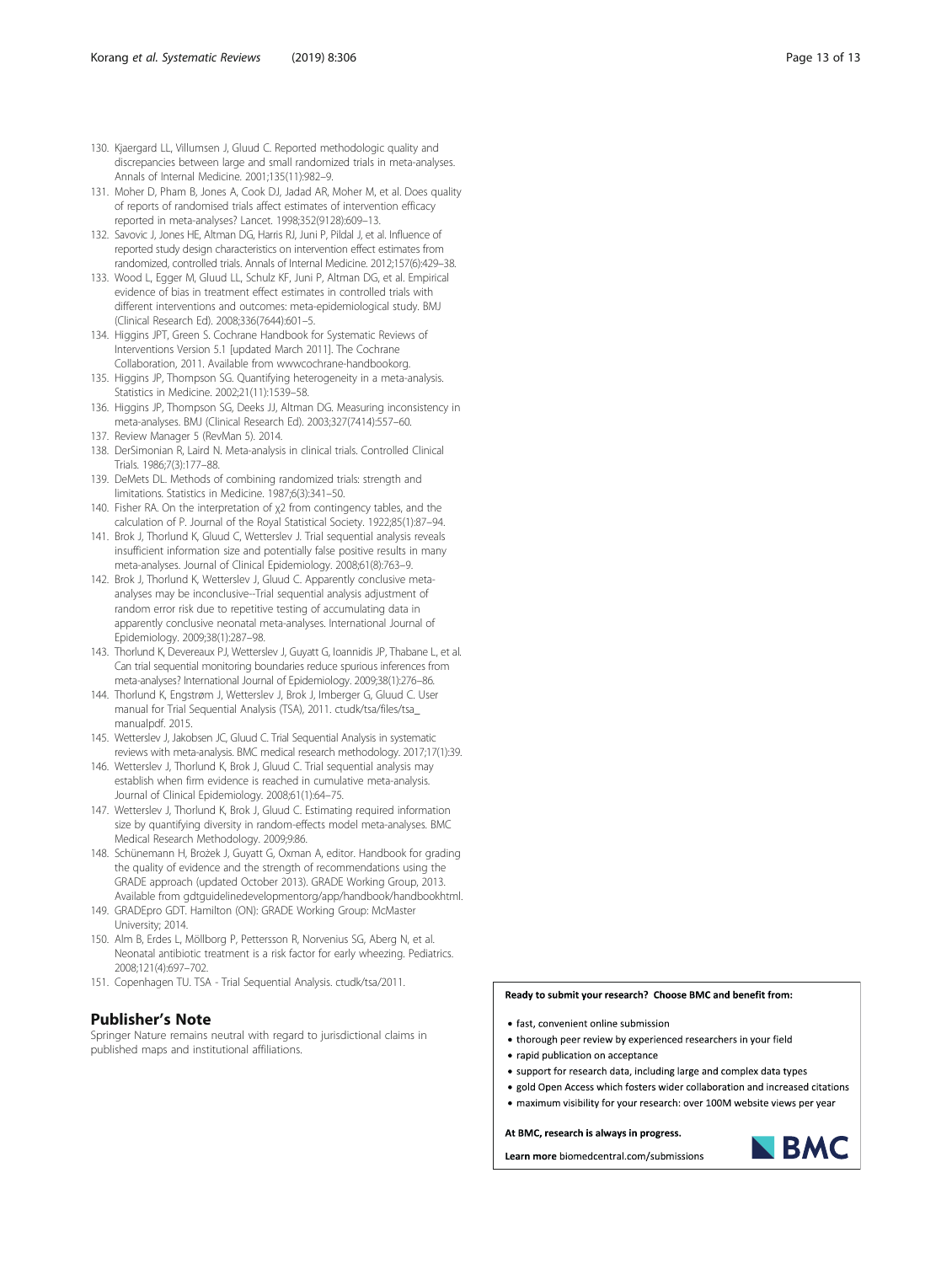130. Kjaergard LL, Villumsen J, Gluud C. Reported methodologic quality and discrepancies between large and small randomized trials in meta-analyses. Annals of Internal Medicine. 2001;135(11):982–9.
131. Moher D, Pham B, Jones A, Cook DJ, Jadad AR, Moher M, et al. Does quality of reports of randomised trials affect estimates of intervention efficacy reported in meta-analyses? Lancet. 1998;352(9128):609–13.
132. Savovic J, Jones HE, Altman DG, Harris RJ, Juni P, Pildal J, et al. Influence of reported study design characteristics on intervention effect estimates from randomized, controlled trials. Annals of Internal Medicine. 2012;157(6):429–38.
133. Wood L, Egger M, Gluud LL, Schulz KF, Juni P, Altman DG, et al. Empirical evidence of bias in treatment effect estimates in controlled trials with different interventions and outcomes: meta-epidemiological study. BMJ (Clinical Research Ed). 2008;336(7644):601–5.
134. Higgins JPT, Green S. Cochrane Handbook for Systematic Reviews of Interventions Version 5.1 [updated March 2011]. The Cochrane Collaboration, 2011. Available from wwwcochrane-handbookorg.
135. Higgins JP, Thompson SG. Quantifying heterogeneity in a meta-analysis. Statistics in Medicine. 2002;21(11):1539–58.
136. Higgins JP, Thompson SG, Deeks JJ, Altman DG. Measuring inconsistency in meta-analyses. BMJ (Clinical Research Ed). 2003;327(7414):557–60.
137. Review Manager 5 (RevMan 5). 2014.
138. DerSimonian R, Laird N. Meta-analysis in clinical trials. Controlled Clinical Trials. 1986;7(3):177–88.
139. DeMets DL. Methods of combining randomized trials: strength and limitations. Statistics in Medicine. 1987;6(3):341–50.
140. Fisher RA. On the interpretation of χ2 from contingency tables, and the calculation of P. Journal of the Royal Statistical Society. 1922;85(1):87–94.
141. Brok J, Thorlund K, Gluud C, Wetterslev J. Trial sequential analysis reveals insufficient information size and potentially false positive results in many meta-analyses. Journal of Clinical Epidemiology. 2008;61(8):763–9.
142. Brok J, Thorlund K, Wetterslev J, Gluud C. Apparently conclusive meta-analyses may be inconclusive--Trial sequential analysis adjustment of random error risk due to repetitive testing of accumulating data in apparently conclusive neonatal meta-analyses. International Journal of Epidemiology. 2009;38(1):287–98.
143. Thorlund K, Devereaux PJ, Wetterslev J, Guyatt G, Ioannidis JP, Thabane L, et al. Can trial sequential monitoring boundaries reduce spurious inferences from meta-analyses? International Journal of Epidemiology. 2009;38(1):276–86.
144. Thorlund K, Engstrøm J, Wetterslev J, Brok J, Imberger G, Gluud C. User manual for Trial Sequential Analysis (TSA), 2011. ctudk/tsa/files/tsa_manualpdf. 2015.
145. Wetterslev J, Jakobsen JC, Gluud C. Trial Sequential Analysis in systematic reviews with meta-analysis. BMC medical research methodology. 2017;17(1):39.
146. Wetterslev J, Thorlund K, Brok J, Gluud C. Trial sequential analysis may establish when firm evidence is reached in cumulative meta-analysis. Journal of Clinical Epidemiology. 2008;61(1):64–75.
147. Wetterslev J, Thorlund K, Brok J, Gluud C. Estimating required information size by quantifying diversity in random-effects model meta-analyses. BMC Medical Research Methodology. 2009;9:86.
148. Schünemann H, Brożek J, Guyatt G, Oxman A, editor. Handbook for grading the quality of evidence and the strength of recommendations using the GRADE approach (updated October 2013). GRADE Working Group, 2013. Available from gdtguidelinedevelopmentorg/app/handbook/handbookhtml.
149. GRADEpro GDT. Hamilton (ON): GRADE Working Group: McMaster University; 2014.
150. Alm B, Erdes L, Möllborg P, Pettersson R, Norvenius SG, Aberg N, et al. Neonatal antibiotic treatment is a risk factor for early wheezing. Pediatrics. 2008;121(4):697–702.
151. Copenhagen TU. TSA - Trial Sequential Analysis. ctudk/tsa/2011.

## Publisher's Note

Springer Nature remains neutral with regard to jurisdictional claims in published maps and institutional affiliations.

**Ready to submit your research? Choose BMC and benefit from:**

- fast, convenient online submission
- thorough peer review by experienced researchers in your field
- rapid publication on acceptance
- support for research data, including large and complex data types
- gold Open Access which fosters wider collaboration and increased citations
- maximum visibility for your research: over 100M website views per year

**At BMC, research is always in progress.**

**Learn more** biomedcentral.com/submissions

BMC